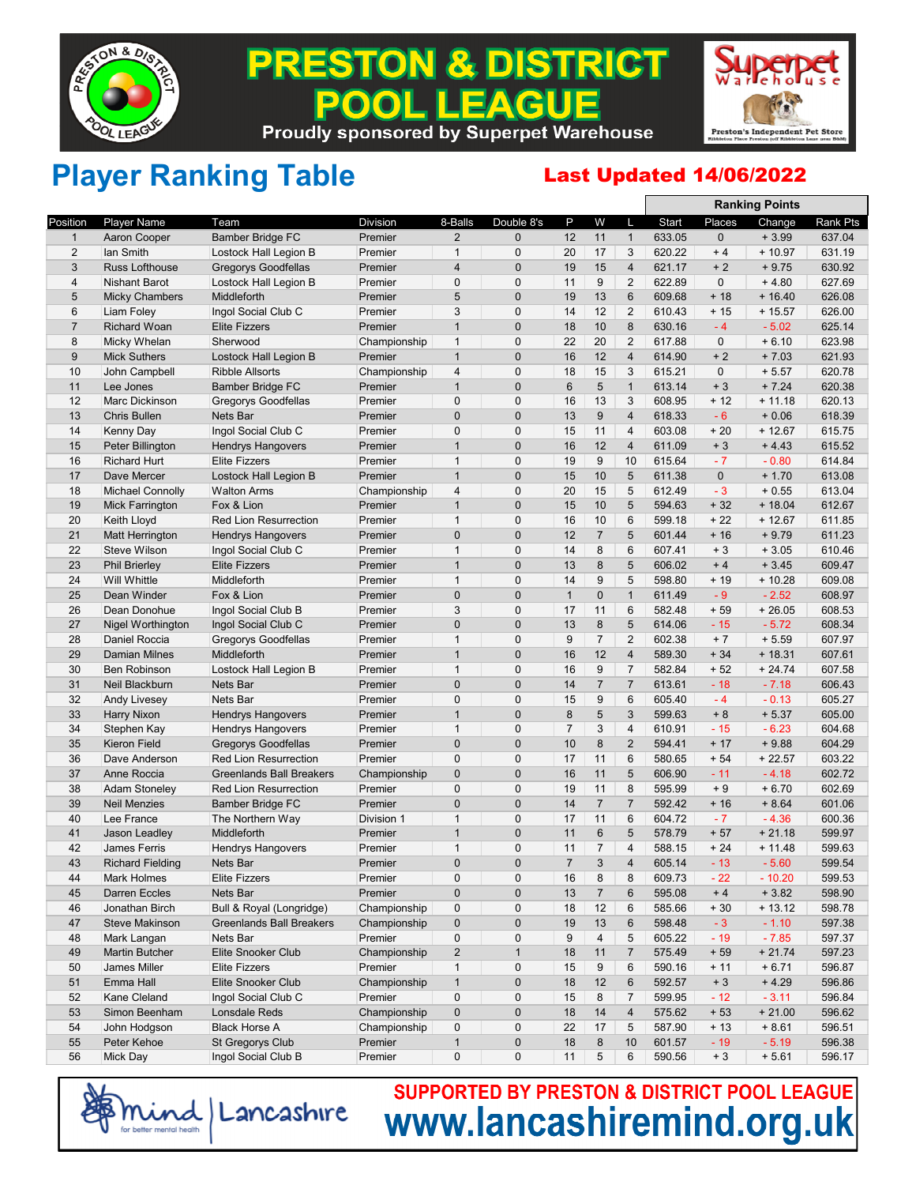# PRESTON & DISTRICT POOL LEAGUE

Proudly sponsored by Superpet Warehouse

## Player Ranking Table

**Last Updated 14/06/2022**

| Position | Player Name | Team | Division | 8-Balls | Double 8's | P | W | L | Ranking Points | | | |
|---|---|---|---|---|---|---|---|---|---|---|---|---|
| | | | | | | | | | Start | Places | Change | Rank Pts |
| 1 | Aaron Cooper | Bamber Bridge FC | Premier | 2 | 0 | 12 | 11 | 1 | 633.05 | 0 | + 3.99 | 637.04 |
| 2 | Ian Smith | Lostock Hall Legion B | Premier | 1 | 0 | 20 | 17 | 3 | 620.22 | + 4 | + 10.97 | 631.19 |
| 3 | Russ Lofthouse | Gregorys Goodfellas | Premier | 4 | 0 | 19 | 15 | 4 | 621.17 | + 2 | + 9.75 | 630.92 |
| 4 | Nishant Barot | Lostock Hall Legion B | Premier | 0 | 0 | 11 | 9 | 2 | 622.89 | 0 | + 4.80 | 627.69 |
| 5 | Micky Chambers | Middleforth | Premier | 5 | 0 | 19 | 13 | 6 | 609.68 | + 18 | + 16.40 | 626.08 |
| 6 | Liam Foley | Ingol Social Club C | Premier | 3 | 0 | 14 | 12 | 2 | 610.43 | + 15 | + 15.57 | 626.00 |
| 7 | Richard Woan | Elite Fizzers | Premier | 1 | 0 | 18 | 10 | 8 | 630.16 | - 4 | - 5.02 | 625.14 |
| 8 | Micky Whelan | Sherwood | Championship | 1 | 0 | 22 | 20 | 2 | 617.88 | 0 | + 6.10 | 623.98 |
| 9 | Mick Suthers | Lostock Hall Legion B | Premier | 1 | 0 | 16 | 12 | 4 | 614.90 | + 2 | + 7.03 | 621.93 |
| 10 | John Campbell | Ribble Allsorts | Championship | 4 | 0 | 18 | 15 | 3 | 615.21 | 0 | + 5.57 | 620.78 |
| 11 | Lee Jones | Bamber Bridge FC | Premier | 1 | 0 | 6 | 5 | 1 | 613.14 | + 3 | + 7.24 | 620.38 |
| 12 | Marc Dickinson | Gregorys Goodfellas | Premier | 0 | 0 | 16 | 13 | 3 | 608.95 | + 12 | + 11.18 | 620.13 |
| 13 | Chris Bullen | Nets Bar | Premier | 0 | 0 | 13 | 9 | 4 | 618.33 | - 6 | + 0.06 | 618.39 |
| 14 | Kenny Day | Ingol Social Club C | Premier | 0 | 0 | 15 | 11 | 4 | 603.08 | + 20 | + 12.67 | 615.75 |
| 15 | Peter Billington | Hendrys Hangovers | Premier | 1 | 0 | 16 | 12 | 4 | 611.09 | + 3 | + 4.43 | 615.52 |
| 16 | Richard Hurt | Elite Fizzers | Premier | 1 | 0 | 19 | 9 | 10 | 615.64 | - 7 | - 0.80 | 614.84 |
| 17 | Dave Mercer | Lostock Hall Legion B | Premier | 1 | 0 | 15 | 10 | 5 | 611.38 | 0 | + 1.70 | 613.08 |
| 18 | Michael Connolly | Walton Arms | Championship | 4 | 0 | 20 | 15 | 5 | 612.49 | - 3 | + 0.55 | 613.04 |
| 19 | Mick Farrington | Fox & Lion | Premier | 1 | 0 | 15 | 10 | 5 | 594.63 | + 32 | + 18.04 | 612.67 |
| 20 | Keith Lloyd | Red Lion Resurrection | Premier | 1 | 0 | 16 | 10 | 6 | 599.18 | + 22 | + 12.67 | 611.85 |
| 21 | Matt Herrington | Hendrys Hangovers | Premier | 0 | 0 | 12 | 7 | 5 | 601.44 | + 16 | + 9.79 | 611.23 |
| 22 | Steve Wilson | Ingol Social Club C | Premier | 1 | 0 | 14 | 8 | 6 | 607.41 | + 3 | + 3.05 | 610.46 |
| 23 | Phil Brierley | Elite Fizzers | Premier | 1 | 0 | 13 | 8 | 5 | 606.02 | + 4 | + 3.45 | 609.47 |
| 24 | Will Whittle | Middleforth | Premier | 1 | 0 | 14 | 9 | 5 | 598.80 | + 19 | + 10.28 | 609.08 |
| 25 | Dean Winder | Fox & Lion | Premier | 0 | 0 | 1 | 0 | 1 | 611.49 | - 9 | - 2.52 | 608.97 |
| 26 | Dean Donohue | Ingol Social Club B | Premier | 3 | 0 | 17 | 11 | 6 | 582.48 | + 59 | + 26.05 | 608.53 |
| 27 | Nigel Worthington | Ingol Social Club C | Premier | 0 | 0 | 13 | 8 | 5 | 614.06 | - 15 | - 5.72 | 608.34 |
| 28 | Daniel Roccia | Gregorys Goodfellas | Premier | 1 | 0 | 9 | 7 | 2 | 602.38 | + 7 | + 5.59 | 607.97 |
| 29 | Damian Milnes | Middleforth | Premier | 1 | 0 | 16 | 12 | 4 | 589.30 | + 34 | + 18.31 | 607.61 |
| 30 | Ben Robinson | Lostock Hall Legion B | Premier | 1 | 0 | 16 | 9 | 7 | 582.84 | + 52 | + 24.74 | 607.58 |
| 31 | Neil Blackburn | Nets Bar | Premier | 0 | 0 | 14 | 7 | 7 | 613.61 | - 18 | - 7.18 | 606.43 |
| 32 | Andy Livesey | Nets Bar | Premier | 0 | 0 | 15 | 9 | 6 | 605.40 | - 4 | - 0.13 | 605.27 |
| 33 | Harry Nixon | Hendrys Hangovers | Premier | 1 | 0 | 8 | 5 | 3 | 599.63 | + 8 | + 5.37 | 605.00 |
| 34 | Stephen Kay | Hendrys Hangovers | Premier | 1 | 0 | 7 | 3 | 4 | 610.91 | - 15 | - 6.23 | 604.68 |
| 35 | Kieron Field | Gregorys Goodfellas | Premier | 0 | 0 | 10 | 8 | 2 | 594.41 | + 17 | + 9.88 | 604.29 |
| 36 | Dave Anderson | Red Lion Resurrection | Premier | 0 | 0 | 17 | 11 | 6 | 580.65 | + 54 | + 22.57 | 603.22 |
| 37 | Anne Roccia | Greenlands Ball Breakers | Championship | 0 | 0 | 16 | 11 | 5 | 606.90 | - 11 | - 4.18 | 602.72 |
| 38 | Adam Stoneley | Red Lion Resurrection | Premier | 0 | 0 | 19 | 11 | 8 | 595.99 | + 9 | + 6.70 | 602.69 |
| 39 | Neil Menzies | Bamber Bridge FC | Premier | 0 | 0 | 14 | 7 | 7 | 592.42 | + 16 | + 8.64 | 601.06 |
| 40 | Lee France | The Northern Way | Division 1 | 0 | 0 | 17 | 11 | 6 | 604.72 | - 7 | - 4.36 | 600.36 |
| 41 | Jason Leadley | Middleforth | Premier | 1 | 0 | 11 | 6 | 5 | 578.79 | + 57 | + 21.18 | 599.97 |
| 42 | James Ferris | Hendrys Hangovers | Premier | 1 | 0 | 11 | 7 | 4 | 588.15 | + 24 | + 11.48 | 599.63 |
| 43 | Richard Fielding | Nets Bar | Premier | 0 | 0 | 7 | 3 | 4 | 605.14 | - 13 | - 5.60 | 599.54 |
| 44 | Mark Holmes | Elite Fizzers | Premier | 0 | 0 | 16 | 8 | 8 | 609.73 | - 22 | - 10.20 | 599.53 |
| 45 | Darren Eccles | Nets Bar | Premier | 0 | 0 | 13 | 7 | 6 | 595.08 | + 4 | + 3.82 | 598.90 |
| 46 | Jonathan Birch | Bull & Royal (Longridge) | Championship | 0 | 0 | 18 | 12 | 6 | 585.66 | + 30 | + 13.12 | 598.78 |
| 47 | Steve Makinson | Greenlands Ball Breakers | Championship | 0 | 0 | 19 | 13 | 6 | 598.48 | - 3 | - 1.10 | 597.38 |
| 48 | Mark Langan | Nets Bar | Premier | 0 | 0 | 9 | 4 | 5 | 605.22 | - 19 | - 7.85 | 597.37 |
| 49 | Martin Butcher | Elite Snooker Club | Championship | 2 | 1 | 18 | 11 | 7 | 575.49 | + 59 | + 21.74 | 597.23 |
| 50 | James Miller | Elite Fizzers | Premier | 1 | 0 | 15 | 9 | 6 | 590.16 | + 11 | + 6.71 | 596.87 |
| 51 | Emma Hall | Elite Snooker Club | Championship | 1 | 0 | 18 | 12 | 6 | 592.57 | + 3 | + 4.29 | 596.86 |
| 52 | Kane Cleland | Ingol Social Club C | Premier | 0 | 0 | 15 | 8 | 7 | 599.95 | - 12 | - 3.11 | 596.84 |
| 53 | Simon Beenham | Lonsdale Reds | Championship | 0 | 0 | 18 | 14 | 4 | 575.62 | + 53 | + 21.00 | 596.62 |
| 54 | John Hodgson | Black Horse A | Championship | 0 | 0 | 22 | 17 | 5 | 587.90 | + 13 | + 8.61 | 596.51 |
| 55 | Peter Kehoe | St Gregorys Club | Premier | 1 | 0 | 18 | 8 | 10 | 601.57 | - 19 | - 5.19 | 596.38 |
| 56 | Mick Day | Ingol Social Club B | Premier | 0 | 0 | 11 | 5 | 6 | 590.56 | + 3 | + 5.61 | 596.17 |

**SUPPORTED BY PRESTON & DISTRICT POOL LEAGUE**

**www.lancashiremind.org.uk**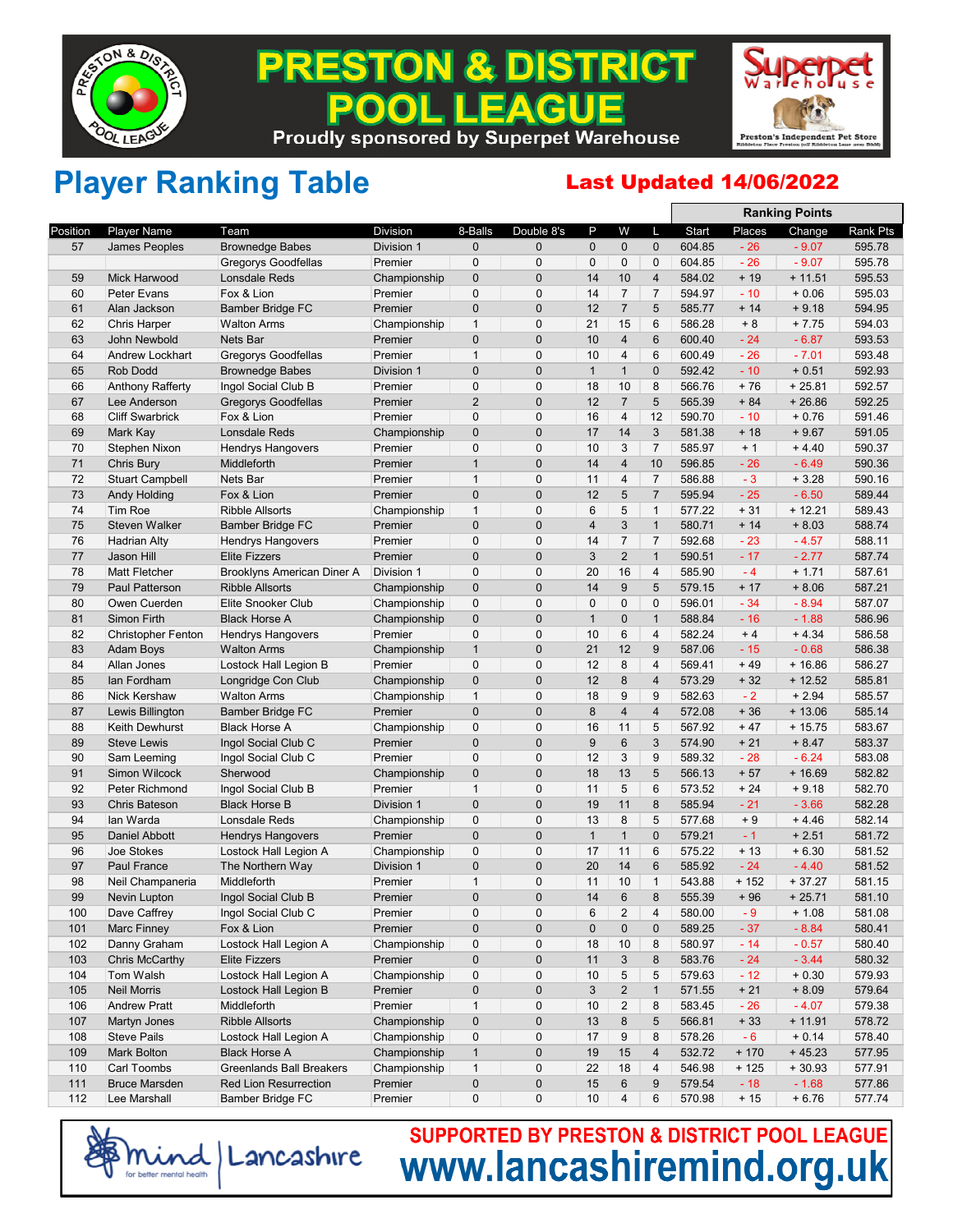# PRESTON & DISTRICT POOL LEAGUE

Proudly sponsored by Superpet Warehouse

Superpet Warehouse — Preston's Independent Pet Store

## Player Ranking Table

**Last Updated 14/06/2022**

| Position | Player Name | Team | Division | 8-Balls | Double 8's | P | W | L | Ranking Points: Start | Places | Change | Rank Pts |
|---|---|---|---|---|---|---|---|---|---|---|---|---|
| 57 | James Peoples | Brownedge Babes | Division 1 | 0 | 0 | 0 | 0 | 0 | 604.85 | - 26 | - 9.07 | 595.78 |
| | | Gregorys Goodfellas | Premier | 0 | 0 | 0 | 0 | 0 | 604.85 | - 26 | - 9.07 | 595.78 |
| 59 | Mick Harwood | Lonsdale Reds | Championship | 0 | 0 | 14 | 10 | 4 | 584.02 | + 19 | + 11.51 | 595.53 |
| 60 | Peter Evans | Fox & Lion | Premier | 0 | 0 | 14 | 7 | 7 | 594.97 | - 10 | + 0.06 | 595.03 |
| 61 | Alan Jackson | Bamber Bridge FC | Premier | 0 | 0 | 12 | 7 | 5 | 585.77 | + 14 | + 9.18 | 594.95 |
| 62 | Chris Harper | Walton Arms | Championship | 1 | 0 | 21 | 15 | 6 | 586.28 | + 8 | + 7.75 | 594.03 |
| 63 | John Newbold | Nets Bar | Premier | 0 | 0 | 10 | 4 | 6 | 600.40 | - 24 | - 6.87 | 593.53 |
| 64 | Andrew Lockhart | Gregorys Goodfellas | Premier | 1 | 0 | 10 | 4 | 6 | 600.49 | - 26 | - 7.01 | 593.48 |
| 65 | Rob Dodd | Brownedge Babes | Division 1 | 0 | 0 | 1 | 1 | 0 | 592.42 | - 10 | + 0.51 | 592.93 |
| 66 | Anthony Rafferty | Ingol Social Club B | Premier | 0 | 0 | 18 | 10 | 8 | 566.76 | + 76 | + 25.81 | 592.57 |
| 67 | Lee Anderson | Gregorys Goodfellas | Premier | 2 | 0 | 12 | 7 | 5 | 565.39 | + 84 | + 26.86 | 592.25 |
| 68 | Cliff Swarbrick | Fox & Lion | Premier | 0 | 0 | 16 | 4 | 12 | 590.70 | - 10 | + 0.76 | 591.46 |
| 69 | Mark Kay | Lonsdale Reds | Championship | 0 | 0 | 17 | 14 | 3 | 581.38 | + 18 | + 9.67 | 591.05 |
| 70 | Stephen Nixon | Hendrys Hangovers | Premier | 0 | 0 | 10 | 3 | 7 | 585.97 | + 1 | + 4.40 | 590.37 |
| 71 | Chris Bury | Middleforth | Premier | 1 | 0 | 14 | 4 | 10 | 596.85 | - 26 | - 6.49 | 590.36 |
| 72 | Stuart Campbell | Nets Bar | Premier | 1 | 0 | 11 | 4 | 7 | 586.88 | - 3 | + 3.28 | 590.16 |
| 73 | Andy Holding | Fox & Lion | Premier | 0 | 0 | 12 | 5 | 7 | 595.94 | - 25 | - 6.50 | 589.44 |
| 74 | Tim Roe | Ribble Allsorts | Championship | 1 | 0 | 6 | 5 | 1 | 577.22 | + 31 | + 12.21 | 589.43 |
| 75 | Steven Walker | Bamber Bridge FC | Premier | 0 | 0 | 4 | 3 | 1 | 580.71 | + 14 | + 8.03 | 588.74 |
| 76 | Hadrian Alty | Hendrys Hangovers | Premier | 0 | 0 | 14 | 7 | 7 | 592.68 | - 23 | - 4.57 | 588.11 |
| 77 | Jason Hill | Elite Fizzers | Premier | 0 | 0 | 3 | 2 | 1 | 590.51 | - 17 | - 2.77 | 587.74 |
| 78 | Matt Fletcher | Brooklyns American Diner A | Division 1 | 0 | 0 | 20 | 16 | 4 | 585.90 | - 4 | + 1.71 | 587.61 |
| 79 | Paul Patterson | Ribble Allsorts | Championship | 0 | 0 | 14 | 9 | 5 | 579.15 | + 17 | + 8.06 | 587.21 |
| 80 | Owen Cuerden | Elite Snooker Club | Championship | 0 | 0 | 0 | 0 | 0 | 596.01 | - 34 | - 8.94 | 587.07 |
| 81 | Simon Firth | Black Horse A | Championship | 0 | 0 | 1 | 0 | 1 | 588.84 | - 16 | - 1.88 | 586.96 |
| 82 | Christopher Fenton | Hendrys Hangovers | Premier | 0 | 0 | 10 | 6 | 4 | 582.24 | + 4 | + 4.34 | 586.58 |
| 83 | Adam Boys | Walton Arms | Championship | 1 | 0 | 21 | 12 | 9 | 587.06 | - 15 | - 0.68 | 586.38 |
| 84 | Allan Jones | Lostock Hall Legion B | Premier | 0 | 0 | 12 | 8 | 4 | 569.41 | + 49 | + 16.86 | 586.27 |
| 85 | Ian Fordham | Longridge Con Club | Championship | 0 | 0 | 12 | 8 | 4 | 573.29 | + 32 | + 12.52 | 585.81 |
| 86 | Nick Kershaw | Walton Arms | Championship | 1 | 0 | 18 | 9 | 9 | 582.63 | - 2 | + 2.94 | 585.57 |
| 87 | Lewis Billington | Bamber Bridge FC | Premier | 0 | 0 | 8 | 4 | 4 | 572.08 | + 36 | + 13.06 | 585.14 |
| 88 | Keith Dewhurst | Black Horse A | Championship | 0 | 0 | 16 | 11 | 5 | 567.92 | + 47 | + 15.75 | 583.67 |
| 89 | Steve Lewis | Ingol Social Club C | Premier | 0 | 0 | 9 | 6 | 3 | 574.90 | + 21 | + 8.47 | 583.37 |
| 90 | Sam Leeming | Ingol Social Club C | Premier | 0 | 0 | 12 | 3 | 9 | 589.32 | - 28 | - 6.24 | 583.08 |
| 91 | Simon Wilcock | Sherwood | Championship | 0 | 0 | 18 | 13 | 5 | 566.13 | + 57 | + 16.69 | 582.82 |
| 92 | Peter Richmond | Ingol Social Club B | Premier | 1 | 0 | 11 | 5 | 6 | 573.52 | + 24 | + 9.18 | 582.70 |
| 93 | Chris Bateson | Black Horse B | Division 1 | 0 | 0 | 19 | 11 | 8 | 585.94 | - 21 | - 3.66 | 582.28 |
| 94 | Ian Warda | Lonsdale Reds | Championship | 0 | 0 | 13 | 8 | 5 | 577.68 | + 9 | + 4.46 | 582.14 |
| 95 | Daniel Abbott | Hendrys Hangovers | Premier | 0 | 0 | 1 | 1 | 0 | 579.21 | - 1 | + 2.51 | 581.72 |
| 96 | Joe Stokes | Lostock Hall Legion A | Championship | 0 | 0 | 17 | 11 | 6 | 575.22 | + 13 | + 6.30 | 581.52 |
| 97 | Paul France | The Northern Way | Division 1 | 0 | 0 | 20 | 14 | 6 | 585.92 | - 24 | - 4.40 | 581.52 |
| 98 | Neil Champaneria | Middleforth | Premier | 1 | 0 | 11 | 10 | 1 | 543.88 | + 152 | + 37.27 | 581.15 |
| 99 | Nevin Lupton | Ingol Social Club B | Premier | 0 | 0 | 14 | 6 | 8 | 555.39 | + 96 | + 25.71 | 581.10 |
| 100 | Dave Caffrey | Ingol Social Club C | Premier | 0 | 0 | 6 | 2 | 4 | 580.00 | - 9 | + 1.08 | 581.08 |
| 101 | Marc Finney | Fox & Lion | Premier | 0 | 0 | 0 | 0 | 0 | 589.25 | - 37 | - 8.84 | 580.41 |
| 102 | Danny Graham | Lostock Hall Legion A | Championship | 0 | 0 | 18 | 10 | 8 | 580.97 | - 14 | - 0.57 | 580.40 |
| 103 | Chris McCarthy | Elite Fizzers | Premier | 0 | 0 | 11 | 3 | 8 | 583.76 | - 24 | - 3.44 | 580.32 |
| 104 | Tom Walsh | Lostock Hall Legion A | Championship | 0 | 0 | 10 | 5 | 5 | 579.63 | - 12 | + 0.30 | 579.93 |
| 105 | Neil Morris | Lostock Hall Legion B | Premier | 0 | 0 | 3 | 2 | 1 | 571.55 | + 21 | + 8.09 | 579.64 |
| 106 | Andrew Pratt | Middleforth | Premier | 1 | 0 | 10 | 2 | 8 | 583.45 | - 26 | - 4.07 | 579.38 |
| 107 | Martyn Jones | Ribble Allsorts | Championship | 0 | 0 | 13 | 8 | 5 | 566.81 | + 33 | + 11.91 | 578.72 |
| 108 | Steve Pails | Lostock Hall Legion A | Championship | 0 | 0 | 17 | 9 | 8 | 578.26 | - 6 | + 0.14 | 578.40 |
| 109 | Mark Bolton | Black Horse A | Championship | 1 | 0 | 19 | 15 | 4 | 532.72 | + 170 | + 45.23 | 577.95 |
| 110 | Carl Toombs | Greenlands Ball Breakers | Championship | 1 | 0 | 22 | 18 | 4 | 546.98 | + 125 | + 30.93 | 577.91 |
| 111 | Bruce Marsden | Red Lion Resurrection | Premier | 0 | 0 | 15 | 6 | 9 | 579.54 | - 18 | - 1.68 | 577.86 |
| 112 | Lee Marshall | Bamber Bridge FC | Premier | 0 | 0 | 10 | 4 | 6 | 570.98 | + 15 | + 6.76 | 577.74 |

mind Lancashire — for better mental health

**SUPPORTED BY PRESTON & DISTRICT POOL LEAGUE**

**www.lancashiremind.org.uk**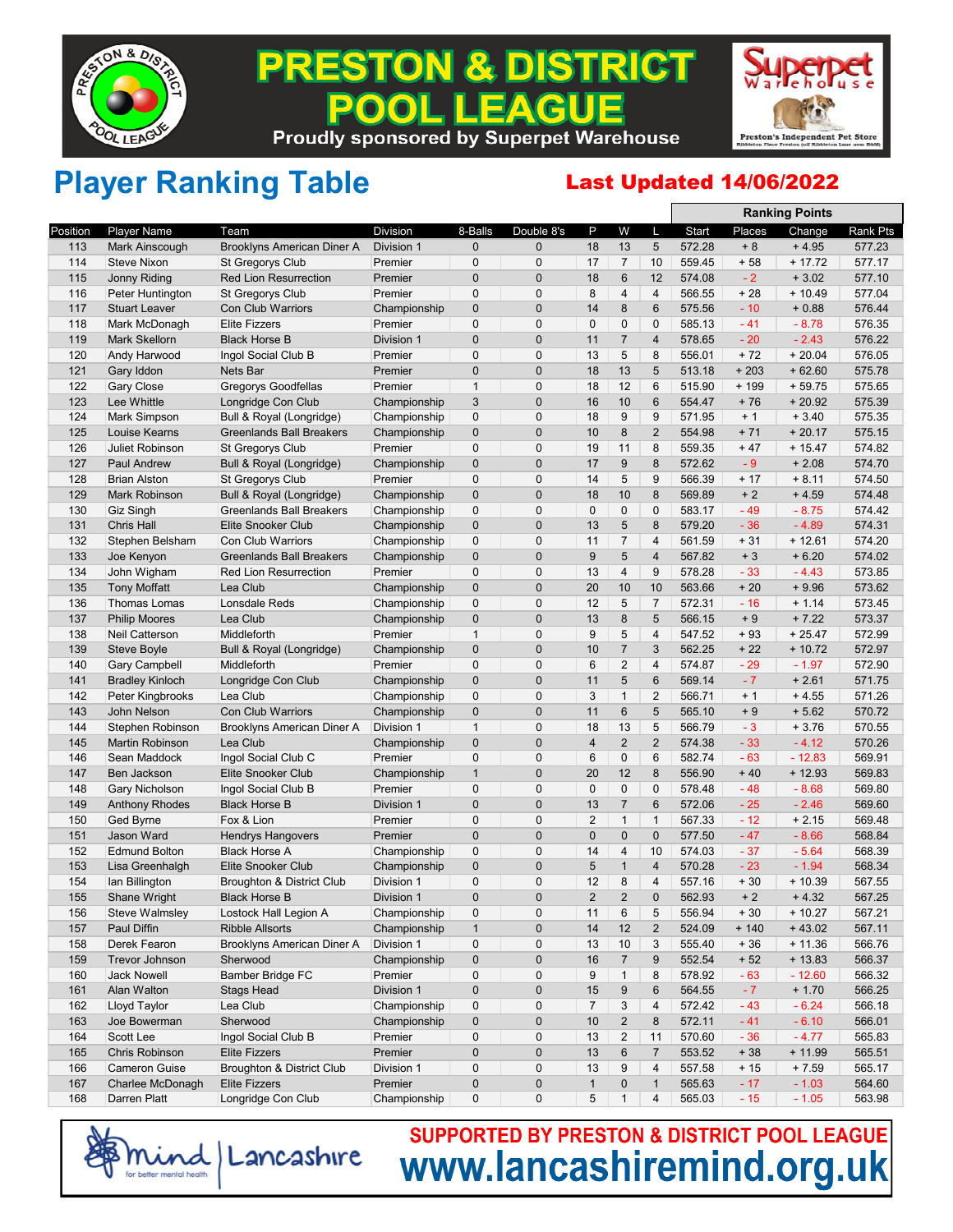# PRESTON & DISTRICT POOL LEAGUE

Proudly sponsored by Superpet Warehouse

## Player Ranking Table

**Last Updated 14/06/2022**

| Position | Player Name | Team | Division | 8-Balls | Double 8's | P | W | L | Ranking Points Start | Places | Change | Rank Pts |
|---|---|---|---|---|---|---|---|---|---|---|---|---|
| 113 | Mark Ainscough | Brooklyns American Diner A | Division 1 | 0 | 0 | 18 | 13 | 5 | 572.28 | + 8 | + 4.95 | 577.23 |
| 114 | Steve Nixon | St Gregorys Club | Premier | 0 | 0 | 17 | 7 | 10 | 559.45 | + 58 | + 17.72 | 577.17 |
| 115 | Jonny Riding | Red Lion Resurrection | Premier | 0 | 0 | 18 | 6 | 12 | 574.08 | - 2 | + 3.02 | 577.10 |
| 116 | Peter Huntington | St Gregorys Club | Premier | 0 | 0 | 8 | 4 | 4 | 566.55 | + 28 | + 10.49 | 577.04 |
| 117 | Stuart Leaver | Con Club Warriors | Championship | 0 | 0 | 14 | 8 | 6 | 575.56 | - 10 | + 0.88 | 576.44 |
| 118 | Mark McDonagh | Elite Fizzers | Premier | 0 | 0 | 0 | 0 | 0 | 585.13 | - 41 | - 8.78 | 576.35 |
| 119 | Mark Skellorn | Black Horse B | Division 1 | 0 | 0 | 11 | 7 | 4 | 578.65 | - 20 | - 2.43 | 576.22 |
| 120 | Andy Harwood | Ingol Social Club B | Premier | 0 | 0 | 13 | 5 | 8 | 556.01 | + 72 | + 20.04 | 576.05 |
| 121 | Gary Iddon | Nets Bar | Premier | 0 | 0 | 18 | 13 | 5 | 513.18 | + 203 | + 62.60 | 575.78 |
| 122 | Gary Close | Gregorys Goodfellas | Premier | 1 | 0 | 18 | 12 | 6 | 515.90 | + 199 | + 59.75 | 575.65 |
| 123 | Lee Whittle | Longridge Con Club | Championship | 3 | 0 | 16 | 10 | 6 | 554.47 | + 76 | + 20.92 | 575.39 |
| 124 | Mark Simpson | Bull & Royal (Longridge) | Championship | 0 | 0 | 18 | 9 | 9 | 571.95 | + 1 | + 3.40 | 575.35 |
| 125 | Louise Kearns | Greenlands Ball Breakers | Championship | 0 | 0 | 10 | 8 | 2 | 554.98 | + 71 | + 20.17 | 575.15 |
| 126 | Juliet Robinson | St Gregorys Club | Premier | 0 | 0 | 19 | 11 | 8 | 559.35 | + 47 | + 15.47 | 574.82 |
| 127 | Paul Andrew | Bull & Royal (Longridge) | Championship | 0 | 0 | 17 | 9 | 8 | 572.62 | - 9 | + 2.08 | 574.70 |
| 128 | Brian Alston | St Gregorys Club | Premier | 0 | 0 | 14 | 5 | 9 | 566.39 | + 17 | + 8.11 | 574.50 |
| 129 | Mark Robinson | Bull & Royal (Longridge) | Championship | 0 | 0 | 18 | 10 | 8 | 569.89 | + 2 | + 4.59 | 574.48 |
| 130 | Giz Singh | Greenlands Ball Breakers | Championship | 0 | 0 | 0 | 0 | 0 | 583.17 | - 49 | - 8.75 | 574.42 |
| 131 | Chris Hall | Elite Snooker Club | Championship | 0 | 0 | 13 | 5 | 8 | 579.20 | - 36 | - 4.89 | 574.31 |
| 132 | Stephen Belsham | Con Club Warriors | Championship | 0 | 0 | 11 | 7 | 4 | 561.59 | + 31 | + 12.61 | 574.20 |
| 133 | Joe Kenyon | Greenlands Ball Breakers | Championship | 0 | 0 | 9 | 5 | 4 | 567.82 | + 3 | + 6.20 | 574.02 |
| 134 | John Wigham | Red Lion Resurrection | Premier | 0 | 0 | 13 | 4 | 9 | 578.28 | - 33 | - 4.43 | 573.85 |
| 135 | Tony Moffatt | Lea Club | Championship | 0 | 0 | 20 | 10 | 10 | 563.66 | + 20 | + 9.96 | 573.62 |
| 136 | Thomas Lomas | Lonsdale Reds | Championship | 0 | 0 | 12 | 5 | 7 | 572.31 | - 16 | + 1.14 | 573.45 |
| 137 | Philip Moores | Lea Club | Championship | 0 | 0 | 13 | 8 | 5 | 566.15 | + 9 | + 7.22 | 573.37 |
| 138 | Neil Catterson | Middleforth | Premier | 1 | 0 | 9 | 5 | 4 | 547.52 | + 93 | + 25.47 | 572.99 |
| 139 | Steve Boyle | Bull & Royal (Longridge) | Championship | 0 | 0 | 10 | 7 | 3 | 562.25 | + 22 | + 10.72 | 572.97 |
| 140 | Gary Campbell | Middleforth | Premier | 0 | 0 | 6 | 2 | 4 | 574.87 | - 29 | - 1.97 | 572.90 |
| 141 | Bradley Kinloch | Longridge Con Club | Championship | 0 | 0 | 11 | 5 | 6 | 569.14 | - 7 | + 2.61 | 571.75 |
| 142 | Peter Kingbrooks | Lea Club | Championship | 0 | 0 | 3 | 1 | 2 | 566.71 | + 1 | + 4.55 | 571.26 |
| 143 | John Nelson | Con Club Warriors | Championship | 0 | 0 | 11 | 6 | 5 | 565.10 | + 9 | + 5.62 | 570.72 |
| 144 | Stephen Robinson | Brooklyns American Diner A | Division 1 | 1 | 0 | 18 | 13 | 5 | 566.79 | - 3 | + 3.76 | 570.55 |
| 145 | Martin Robinson | Lea Club | Championship | 0 | 0 | 4 | 2 | 2 | 574.38 | - 33 | - 4.12 | 570.26 |
| 146 | Sean Maddock | Ingol Social Club C | Premier | 0 | 0 | 6 | 0 | 6 | 582.74 | - 63 | - 12.83 | 569.91 |
| 147 | Ben Jackson | Elite Snooker Club | Championship | 1 | 0 | 20 | 12 | 8 | 556.90 | + 40 | + 12.93 | 569.83 |
| 148 | Gary Nicholson | Ingol Social Club B | Premier | 0 | 0 | 0 | 0 | 0 | 578.48 | - 48 | - 8.68 | 569.80 |
| 149 | Anthony Rhodes | Black Horse B | Division 1 | 0 | 0 | 13 | 7 | 6 | 572.06 | - 25 | - 2.46 | 569.60 |
| 150 | Ged Byrne | Fox & Lion | Premier | 0 | 0 | 2 | 1 | 1 | 567.33 | - 12 | + 2.15 | 569.48 |
| 151 | Jason Ward | Hendrys Hangovers | Premier | 0 | 0 | 0 | 0 | 0 | 577.50 | - 47 | - 8.66 | 568.84 |
| 152 | Edmund Bolton | Black Horse A | Championship | 0 | 0 | 14 | 4 | 10 | 574.03 | - 37 | - 5.64 | 568.39 |
| 153 | Lisa Greenhalgh | Elite Snooker Club | Championship | 0 | 0 | 5 | 1 | 4 | 570.28 | - 23 | - 1.94 | 568.34 |
| 154 | Ian Billington | Broughton & District Club | Division 1 | 0 | 0 | 12 | 8 | 4 | 557.16 | + 30 | + 10.39 | 567.55 |
| 155 | Shane Wright | Black Horse B | Division 1 | 0 | 0 | 2 | 2 | 0 | 562.93 | + 2 | + 4.32 | 567.25 |
| 156 | Steve Walmsley | Lostock Hall Legion A | Championship | 0 | 0 | 11 | 6 | 5 | 556.94 | + 30 | + 10.27 | 567.21 |
| 157 | Paul Diffin | Ribble Allsorts | Championship | 1 | 0 | 14 | 12 | 2 | 524.09 | + 140 | + 43.02 | 567.11 |
| 158 | Derek Fearon | Brooklyns American Diner A | Division 1 | 0 | 0 | 13 | 10 | 3 | 555.40 | + 36 | + 11.36 | 566.76 |
| 159 | Trevor Johnson | Sherwood | Championship | 0 | 0 | 16 | 7 | 9 | 552.54 | + 52 | + 13.83 | 566.37 |
| 160 | Jack Nowell | Bamber Bridge FC | Premier | 0 | 0 | 9 | 1 | 8 | 578.92 | - 63 | - 12.60 | 566.32 |
| 161 | Alan Walton | Stags Head | Division 1 | 0 | 0 | 15 | 9 | 6 | 564.55 | - 7 | + 1.70 | 566.25 |
| 162 | Lloyd Taylor | Lea Club | Championship | 0 | 0 | 7 | 3 | 4 | 572.42 | - 43 | - 6.24 | 566.18 |
| 163 | Joe Bowerman | Sherwood | Championship | 0 | 0 | 10 | 2 | 8 | 572.11 | - 41 | - 6.10 | 566.01 |
| 164 | Scott Lee | Ingol Social Club B | Premier | 0 | 0 | 13 | 2 | 11 | 570.60 | - 36 | - 4.77 | 565.83 |
| 165 | Chris Robinson | Elite Fizzers | Premier | 0 | 0 | 13 | 6 | 7 | 553.52 | + 38 | + 11.99 | 565.51 |
| 166 | Cameron Guise | Broughton & District Club | Division 1 | 0 | 0 | 13 | 9 | 4 | 557.58 | + 15 | + 7.59 | 565.17 |
| 167 | Charlee McDonagh | Elite Fizzers | Premier | 0 | 0 | 1 | 0 | 1 | 565.63 | - 17 | - 1.03 | 564.60 |
| 168 | Darren Platt | Longridge Con Club | Championship | 0 | 0 | 5 | 1 | 4 | 565.03 | - 15 | - 1.05 | 563.98 |

mind | Lancashire — for better mental health

**SUPPORTED BY PRESTON & DISTRICT POOL LEAGUE**

**www.lancashiremind.org.uk**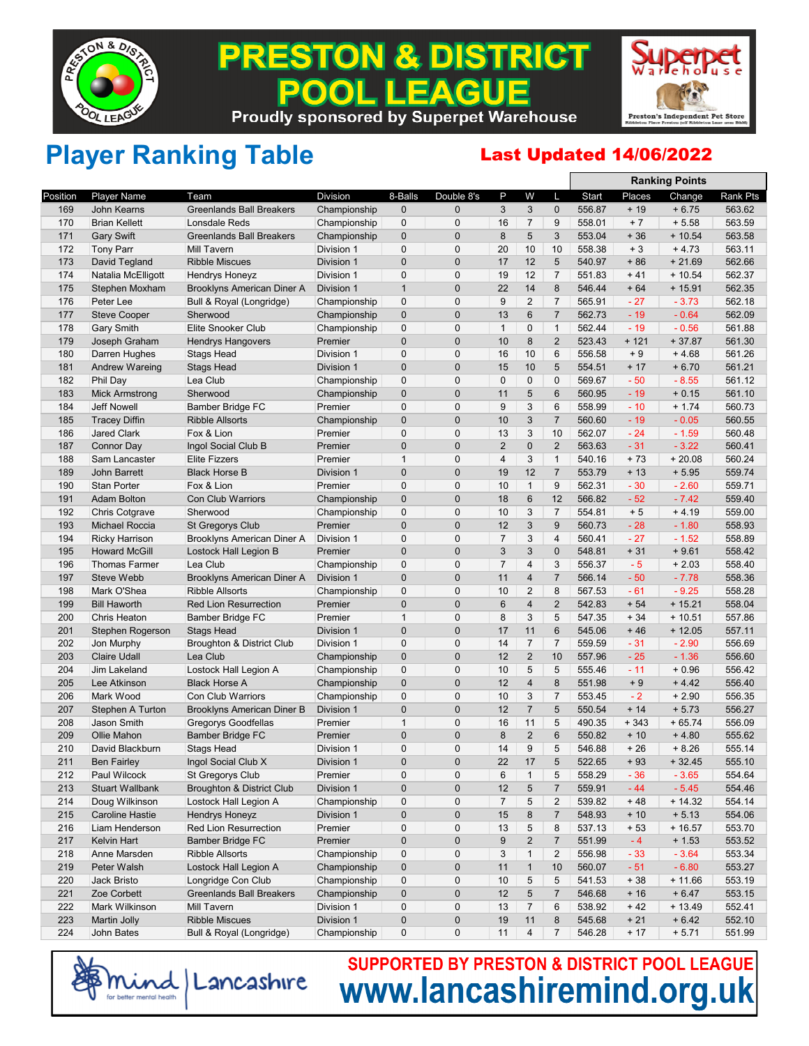# PRESTON & DISTRICT POOL LEAGUE

Proudly sponsored by Superpet Warehouse

Superpet Warehouse — Preston's Independent Pet Store

## Player Ranking Table

**Last Updated 14/06/2022**

| Position | Player Name | Team | Division | 8-Balls | Double 8's | P | W | L | Ranking Points: Start | Places | Change | Rank Pts |
|---|---|---|---|---|---|---|---|---|---|---|---|---|
| 169 | John Kearns | Greenlands Ball Breakers | Championship | 0 | 0 | 3 | 3 | 0 | 556.87 | + 19 | + 6.75 | 563.62 |
| 170 | Brian Kellett | Lonsdale Reds | Championship | 0 | 0 | 16 | 7 | 9 | 558.01 | + 7 | + 5.58 | 563.59 |
| 171 | Gary Swift | Greenlands Ball Breakers | Championship | 0 | 0 | 8 | 5 | 3 | 553.04 | + 36 | + 10.54 | 563.58 |
| 172 | Tony Parr | Mill Tavern | Division 1 | 0 | 0 | 20 | 10 | 10 | 558.38 | + 3 | + 4.73 | 563.11 |
| 173 | David Tegland | Ribble Miscues | Division 1 | 0 | 0 | 17 | 12 | 5 | 540.97 | + 86 | + 21.69 | 562.66 |
| 174 | Natalia McElligott | Hendrys Honeyz | Division 1 | 0 | 0 | 19 | 12 | 7 | 551.83 | + 41 | + 10.54 | 562.37 |
| 175 | Stephen Moxham | Brooklyns American Diner A | Division 1 | 1 | 0 | 22 | 14 | 8 | 546.44 | + 64 | + 15.91 | 562.35 |
| 176 | Peter Lee | Bull & Royal (Longridge) | Championship | 0 | 0 | 9 | 2 | 7 | 565.91 | - 27 | - 3.73 | 562.18 |
| 177 | Steve Cooper | Sherwood | Championship | 0 | 0 | 13 | 6 | 7 | 562.73 | - 19 | - 0.64 | 562.09 |
| 178 | Gary Smith | Elite Snooker Club | Championship | 0 | 0 | 1 | 0 | 1 | 562.44 | - 19 | - 0.56 | 561.88 |
| 179 | Joseph Graham | Hendrys Hangovers | Premier | 0 | 0 | 10 | 8 | 2 | 523.43 | + 121 | + 37.87 | 561.30 |
| 180 | Darren Hughes | Stags Head | Division 1 | 0 | 0 | 16 | 10 | 6 | 556.58 | + 9 | + 4.68 | 561.26 |
| 181 | Andrew Wareing | Stags Head | Division 1 | 0 | 0 | 15 | 10 | 5 | 554.51 | + 17 | + 6.70 | 561.21 |
| 182 | Phil Day | Lea Club | Championship | 0 | 0 | 0 | 0 | 0 | 569.67 | - 50 | - 8.55 | 561.12 |
| 183 | Mick Armstrong | Sherwood | Championship | 0 | 0 | 11 | 5 | 6 | 560.95 | - 19 | + 0.15 | 561.10 |
| 184 | Jeff Nowell | Bamber Bridge FC | Premier | 0 | 0 | 9 | 3 | 6 | 558.99 | - 10 | + 1.74 | 560.73 |
| 185 | Tracey Diffin | Ribble Allsorts | Championship | 0 | 0 | 10 | 3 | 7 | 560.60 | - 19 | - 0.05 | 560.55 |
| 186 | Jared Clark | Fox & Lion | Premier | 0 | 0 | 13 | 3 | 10 | 562.07 | - 24 | - 1.59 | 560.48 |
| 187 | Connor Day | Ingol Social Club B | Premier | 0 | 0 | 2 | 0 | 2 | 563.63 | - 31 | - 3.22 | 560.41 |
| 188 | Sam Lancaster | Elite Fizzers | Premier | 1 | 0 | 4 | 3 | 1 | 540.16 | + 73 | + 20.08 | 560.24 |
| 189 | John Barrett | Black Horse B | Division 1 | 0 | 0 | 19 | 12 | 7 | 553.79 | + 13 | + 5.95 | 559.74 |
| 190 | Stan Porter | Fox & Lion | Premier | 0 | 0 | 10 | 1 | 9 | 562.31 | - 30 | - 2.60 | 559.71 |
| 191 | Adam Bolton | Con Club Warriors | Championship | 0 | 0 | 18 | 6 | 12 | 566.82 | - 52 | - 7.42 | 559.40 |
| 192 | Chris Cotgrave | Sherwood | Championship | 0 | 0 | 10 | 3 | 7 | 554.81 | + 5 | + 4.19 | 559.00 |
| 193 | Michael Roccia | St Gregorys Club | Premier | 0 | 0 | 12 | 3 | 9 | 560.73 | - 28 | - 1.80 | 558.93 |
| 194 | Ricky Harrison | Brooklyns American Diner A | Division 1 | 0 | 0 | 7 | 3 | 4 | 560.41 | - 27 | - 1.52 | 558.89 |
| 195 | Howard McGill | Lostock Hall Legion B | Premier | 0 | 0 | 3 | 3 | 0 | 548.81 | + 31 | + 9.61 | 558.42 |
| 196 | Thomas Farmer | Lea Club | Championship | 0 | 0 | 7 | 4 | 3 | 556.37 | - 5 | + 2.03 | 558.40 |
| 197 | Steve Webb | Brooklyns American Diner A | Division 1 | 0 | 0 | 11 | 4 | 7 | 566.14 | - 50 | - 7.78 | 558.36 |
| 198 | Mark O'Shea | Ribble Allsorts | Championship | 0 | 0 | 10 | 2 | 8 | 567.53 | - 61 | - 9.25 | 558.28 |
| 199 | Bill Haworth | Red Lion Resurrection | Premier | 0 | 0 | 6 | 4 | 2 | 542.83 | + 54 | + 15.21 | 558.04 |
| 200 | Chris Heaton | Bamber Bridge FC | Premier | 1 | 0 | 8 | 3 | 5 | 547.35 | + 34 | + 10.51 | 557.86 |
| 201 | Stephen Rogerson | Stags Head | Division 1 | 0 | 0 | 17 | 11 | 6 | 545.06 | + 46 | + 12.05 | 557.11 |
| 202 | Jon Murphy | Broughton & District Club | Division 1 | 0 | 0 | 14 | 7 | 7 | 559.59 | - 31 | - 2.90 | 556.69 |
| 203 | Claire Udall | Lea Club | Championship | 0 | 0 | 12 | 2 | 10 | 557.96 | - 25 | - 1.36 | 556.60 |
| 204 | Jim Lakeland | Lostock Hall Legion A | Championship | 0 | 0 | 10 | 5 | 5 | 555.46 | - 11 | + 0.96 | 556.42 |
| 205 | Lee Atkinson | Black Horse A | Championship | 0 | 0 | 12 | 4 | 8 | 551.98 | + 9 | + 4.42 | 556.40 |
| 206 | Mark Wood | Con Club Warriors | Championship | 0 | 0 | 10 | 3 | 7 | 553.45 | - 2 | + 2.90 | 556.35 |
| 207 | Stephen A Turton | Brooklyns American Diner B | Division 1 | 0 | 0 | 12 | 7 | 5 | 550.54 | + 14 | + 5.73 | 556.27 |
| 208 | Jason Smith | Gregorys Goodfellas | Premier | 1 | 0 | 16 | 11 | 5 | 490.35 | + 343 | + 65.74 | 556.09 |
| 209 | Ollie Mahon | Bamber Bridge FC | Premier | 0 | 0 | 8 | 2 | 6 | 550.82 | + 10 | + 4.80 | 555.62 |
| 210 | David Blackburn | Stags Head | Division 1 | 0 | 0 | 14 | 9 | 5 | 546.88 | + 26 | + 8.26 | 555.14 |
| 211 | Ben Fairley | Ingol Social Club X | Division 1 | 0 | 0 | 22 | 17 | 5 | 522.65 | + 93 | + 32.45 | 555.10 |
| 212 | Paul Wilcock | St Gregorys Club | Premier | 0 | 0 | 6 | 1 | 5 | 558.29 | - 36 | - 3.65 | 554.64 |
| 213 | Stuart Wallbank | Broughton & District Club | Division 1 | 0 | 0 | 12 | 5 | 7 | 559.91 | - 44 | - 5.45 | 554.46 |
| 214 | Doug Wilkinson | Lostock Hall Legion A | Championship | 0 | 0 | 7 | 5 | 2 | 539.82 | + 48 | + 14.32 | 554.14 |
| 215 | Caroline Hastie | Hendrys Honeyz | Division 1 | 0 | 0 | 15 | 8 | 7 | 548.93 | + 10 | + 5.13 | 554.06 |
| 216 | Liam Henderson | Red Lion Resurrection | Premier | 0 | 0 | 13 | 5 | 8 | 537.13 | + 53 | + 16.57 | 553.70 |
| 217 | Kelvin Hart | Bamber Bridge FC | Premier | 0 | 0 | 9 | 2 | 7 | 551.99 | - 4 | + 1.53 | 553.52 |
| 218 | Anne Marsden | Ribble Allsorts | Championship | 0 | 0 | 3 | 1 | 2 | 556.98 | - 33 | - 3.64 | 553.34 |
| 219 | Peter Walsh | Lostock Hall Legion A | Championship | 0 | 0 | 11 | 1 | 10 | 560.07 | - 51 | - 6.80 | 553.27 |
| 220 | Jack Bristo | Longridge Con Club | Championship | 0 | 0 | 10 | 5 | 5 | 541.53 | + 38 | + 11.66 | 553.19 |
| 221 | Zoe Corbett | Greenlands Ball Breakers | Championship | 0 | 0 | 12 | 5 | 7 | 546.68 | + 16 | + 6.47 | 553.15 |
| 222 | Mark Wilkinson | Mill Tavern | Division 1 | 0 | 0 | 13 | 7 | 6 | 538.92 | + 42 | + 13.49 | 552.41 |
| 223 | Martin Jolly | Ribble Miscues | Division 1 | 0 | 0 | 19 | 11 | 8 | 545.68 | + 21 | + 6.42 | 552.10 |
| 224 | John Bates | Bull & Royal (Longridge) | Championship | 0 | 0 | 11 | 4 | 7 | 546.28 | + 17 | + 5.71 | 551.99 |

mind Lancashire — for better mental health

**SUPPORTED BY PRESTON & DISTRICT POOL LEAGUE**

**www.lancashiremind.org.uk**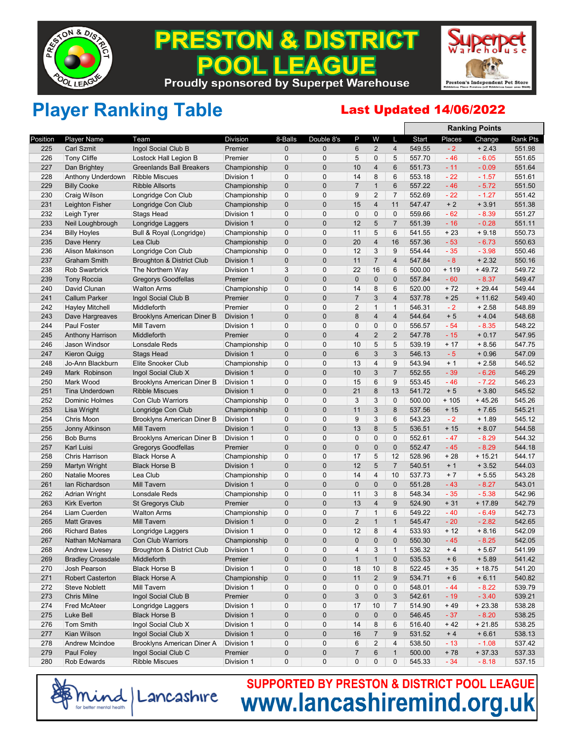# PRESTON & DISTRICT POOL LEAGUE

Proudly sponsored by Superpet Warehouse

## Player Ranking Table

**Last Updated 14/06/2022**

| Position | Player Name | Team | Division | 8-Balls | Double 8's | P | W | L | Ranking Points: Start | Places | Change | Rank Pts |
|---|---|---|---|---|---|---|---|---|---|---|---|---|
| 225 | Carl Szmit | Ingol Social Club B | Premier | 0 | 0 | 6 | 2 | 4 | 549.55 | - 2 | + 2.43 | 551.98 |
| 226 | Tony Cliffe | Lostock Hall Legion B | Premier | 0 | 0 | 5 | 0 | 5 | 557.70 | - 46 | - 6.05 | 551.65 |
| 227 | Dan Brightey | Greenlands Ball Breakers | Championship | 0 | 0 | 10 | 4 | 6 | 551.73 | - 11 | - 0.09 | 551.64 |
| 228 | Anthony Underdown | Ribble Miscues | Division 1 | 0 | 0 | 14 | 8 | 6 | 553.18 | - 22 | - 1.57 | 551.61 |
| 229 | Billy Cooke | Ribble Allsorts | Championship | 0 | 0 | 7 | 1 | 6 | 557.22 | - 46 | - 5.72 | 551.50 |
| 230 | Craig Wilson | Longridge Con Club | Championship | 0 | 0 | 9 | 2 | 7 | 552.69 | - 22 | - 1.27 | 551.42 |
| 231 | Leighton Fisher | Longridge Con Club | Championship | 0 | 0 | 15 | 4 | 11 | 547.47 | + 2 | + 3.91 | 551.38 |
| 232 | Leigh Tyrer | Stags Head | Division 1 | 0 | 0 | 0 | 0 | 0 | 559.66 | - 62 | - 8.39 | 551.27 |
| 233 | Neil Loughbrough | Longridge Laggers | Division 1 | 0 | 0 | 12 | 5 | 7 | 551.39 | - 16 | - 0.28 | 551.11 |
| 234 | Billy Hoyles | Bull & Royal (Longridge) | Championship | 0 | 0 | 11 | 5 | 6 | 541.55 | + 23 | + 9.18 | 550.73 |
| 235 | Dave Henry | Lea Club | Championship | 0 | 0 | 20 | 4 | 16 | 557.36 | - 53 | - 6.73 | 550.63 |
| 236 | Alison Makinson | Longridge Con Club | Championship | 0 | 0 | 12 | 3 | 9 | 554.44 | - 35 | - 3.98 | 550.46 |
| 237 | Graham Smith | Broughton & District Club | Division 1 | 0 | 0 | 11 | 7 | 4 | 547.84 | - 8 | + 2.32 | 550.16 |
| 238 | Rob Swarbrick | The Northern Way | Division 1 | 3 | 0 | 22 | 16 | 6 | 500.00 | + 119 | + 49.72 | 549.72 |
| 239 | Tony Roccia | Gregorys Goodfellas | Premier | 0 | 0 | 0 | 0 | 0 | 557.84 | - 60 | - 8.37 | 549.47 |
| 240 | David Clunan | Walton Arms | Championship | 0 | 0 | 14 | 8 | 6 | 520.00 | + 72 | + 29.44 | 549.44 |
| 241 | Callum Parker | Ingol Social Club B | Premier | 0 | 0 | 7 | 3 | 4 | 537.78 | + 25 | + 11.62 | 549.40 |
| 242 | Hayley Mitchell | Middleforth | Premier | 0 | 0 | 2 | 1 | 1 | 546.31 | - 2 | + 2.58 | 548.89 |
| 243 | Dave Hargreaves | Brooklyns American Diner B | Division 1 | 0 | 0 | 8 | 4 | 4 | 544.64 | + 5 | + 4.04 | 548.68 |
| 244 | Paul Foster | Mill Tavern | Division 1 | 0 | 0 | 0 | 0 | 0 | 556.57 | - 54 | - 8.35 | 548.22 |
| 245 | Anthony Harrison | Middleforth | Premier | 0 | 0 | 4 | 2 | 2 | 547.78 | - 15 | + 0.17 | 547.95 |
| 246 | Jason Windsor | Lonsdale Reds | Championship | 0 | 0 | 10 | 5 | 5 | 539.19 | + 17 | + 8.56 | 547.75 |
| 247 | Kieron Quigg | Stags Head | Division 1 | 0 | 0 | 6 | 3 | 3 | 546.13 | - 5 | + 0.96 | 547.09 |
| 248 | Jo-Ann Blackburn | Elite Snooker Club | Championship | 0 | 0 | 13 | 4 | 9 | 543.94 | + 1 | + 2.58 | 546.52 |
| 249 | Mark Robinson | Ingol Social Club X | Division 1 | 0 | 0 | 10 | 3 | 7 | 552.55 | - 39 | - 6.26 | 546.29 |
| 250 | Mark Wood | Brooklyns American Diner B | Division 1 | 0 | 0 | 15 | 6 | 9 | 553.45 | - 46 | - 7.22 | 546.23 |
| 251 | Tina Underdown | Ribble Miscues | Division 1 | 0 | 0 | 21 | 8 | 13 | 541.72 | + 5 | + 3.80 | 545.52 |
| 252 | Dominic Holmes | Con Club Warriors | Championship | 0 | 0 | 3 | 3 | 0 | 500.00 | + 105 | + 45.26 | 545.26 |
| 253 | Lisa Wright | Longridge Con Club | Championship | 0 | 0 | 11 | 3 | 8 | 537.56 | + 15 | + 7.65 | 545.21 |
| 254 | Chris Moon | Brooklyns American Diner B | Division 1 | 0 | 0 | 9 | 3 | 6 | 543.23 | - 2 | + 1.89 | 545.12 |
| 255 | Jonny Atkinson | Mill Tavern | Division 1 | 0 | 0 | 13 | 8 | 5 | 536.51 | + 15 | + 8.07 | 544.58 |
| 256 | Bob Burns | Brooklyns American Diner B | Division 1 | 0 | 0 | 0 | 0 | 0 | 552.61 | - 47 | - 8.29 | 544.32 |
| 257 | Karl Luisi | Gregorys Goodfellas | Premier | 0 | 0 | 0 | 0 | 0 | 552.47 | - 45 | - 8.29 | 544.18 |
| 258 | Chris Harrison | Black Horse A | Championship | 0 | 0 | 17 | 5 | 12 | 528.96 | + 28 | + 15.21 | 544.17 |
| 259 | Martyn Wright | Black Horse B | Division 1 | 0 | 0 | 12 | 5 | 7 | 540.51 | + 1 | + 3.52 | 544.03 |
| 260 | Natalie Moores | Lea Club | Championship | 0 | 0 | 14 | 4 | 10 | 537.73 | + 7 | + 5.55 | 543.28 |
| 261 | Ian Richardson | Mill Tavern | Division 1 | 0 | 0 | 0 | 0 | 0 | 551.28 | - 43 | - 8.27 | 543.01 |
| 262 | Adrian Wright | Lonsdale Reds | Championship | 0 | 0 | 11 | 3 | 8 | 548.34 | - 35 | - 5.38 | 542.96 |
| 263 | Kirk Everton | St Gregorys Club | Premier | 0 | 0 | 13 | 4 | 9 | 524.90 | + 31 | + 17.89 | 542.79 |
| 264 | Liam Cuerden | Walton Arms | Championship | 0 | 0 | 7 | 1 | 6 | 549.22 | - 40 | - 6.49 | 542.73 |
| 265 | Matt Graves | Mill Tavern | Division 1 | 0 | 0 | 2 | 1 | 1 | 545.47 | - 20 | - 2.82 | 542.65 |
| 266 | Richard Bates | Longridge Laggers | Division 1 | 0 | 0 | 12 | 8 | 4 | 533.93 | + 12 | + 8.16 | 542.09 |
| 267 | Nathan McNamara | Con Club Warriors | Championship | 0 | 0 | 0 | 0 | 0 | 550.30 | - 45 | - 8.25 | 542.05 |
| 268 | Andrew Livesey | Broughton & District Club | Division 1 | 0 | 0 | 4 | 3 | 1 | 536.32 | + 4 | + 5.67 | 541.99 |
| 269 | Bradley Croasdale | Middleforth | Premier | 0 | 0 | 1 | 1 | 0 | 535.53 | + 6 | + 5.89 | 541.42 |
| 270 | Josh Pearson | Black Horse B | Division 1 | 0 | 0 | 18 | 10 | 8 | 522.45 | + 35 | + 18.75 | 541.20 |
| 271 | Robert Casterton | Black Horse A | Championship | 0 | 0 | 11 | 2 | 9 | 534.71 | + 6 | + 6.11 | 540.82 |
| 272 | Steve Noblett | Mill Tavern | Division 1 | 0 | 0 | 0 | 0 | 0 | 548.01 | - 44 | - 8.22 | 539.79 |
| 273 | Chris Milne | Ingol Social Club B | Premier | 0 | 0 | 3 | 0 | 3 | 542.61 | - 19 | - 3.40 | 539.21 |
| 274 | Fred McAteer | Longridge Laggers | Division 1 | 0 | 0 | 17 | 10 | 7 | 514.90 | + 49 | + 23.38 | 538.28 |
| 275 | Luke Bell | Black Horse B | Division 1 | 0 | 0 | 0 | 0 | 0 | 546.45 | - 37 | - 8.20 | 538.25 |
| 276 | Tom Smith | Ingol Social Club X | Division 1 | 0 | 0 | 14 | 8 | 6 | 516.40 | + 42 | + 21.85 | 538.25 |
| 277 | Kian Wilson | Ingol Social Club X | Division 1 | 0 | 0 | 16 | 7 | 9 | 531.52 | + 4 | + 6.61 | 538.13 |
| 278 | Andrew Mcindoe | Brooklyns American Diner A | Division 1 | 0 | 0 | 6 | 2 | 4 | 538.50 | - 13 | - 1.08 | 537.42 |
| 279 | Paul Foley | Ingol Social Club C | Premier | 0 | 0 | 7 | 6 | 1 | 500.00 | + 78 | + 37.33 | 537.33 |
| 280 | Rob Edwards | Ribble Miscues | Division 1 | 0 | 0 | 0 | 0 | 0 | 545.33 | - 34 | - 8.18 | 537.15 |

mind | Lancashire — for better mental health

SUPPORTED BY PRESTON & DISTRICT POOL LEAGUE

www.lancashiremind.org.uk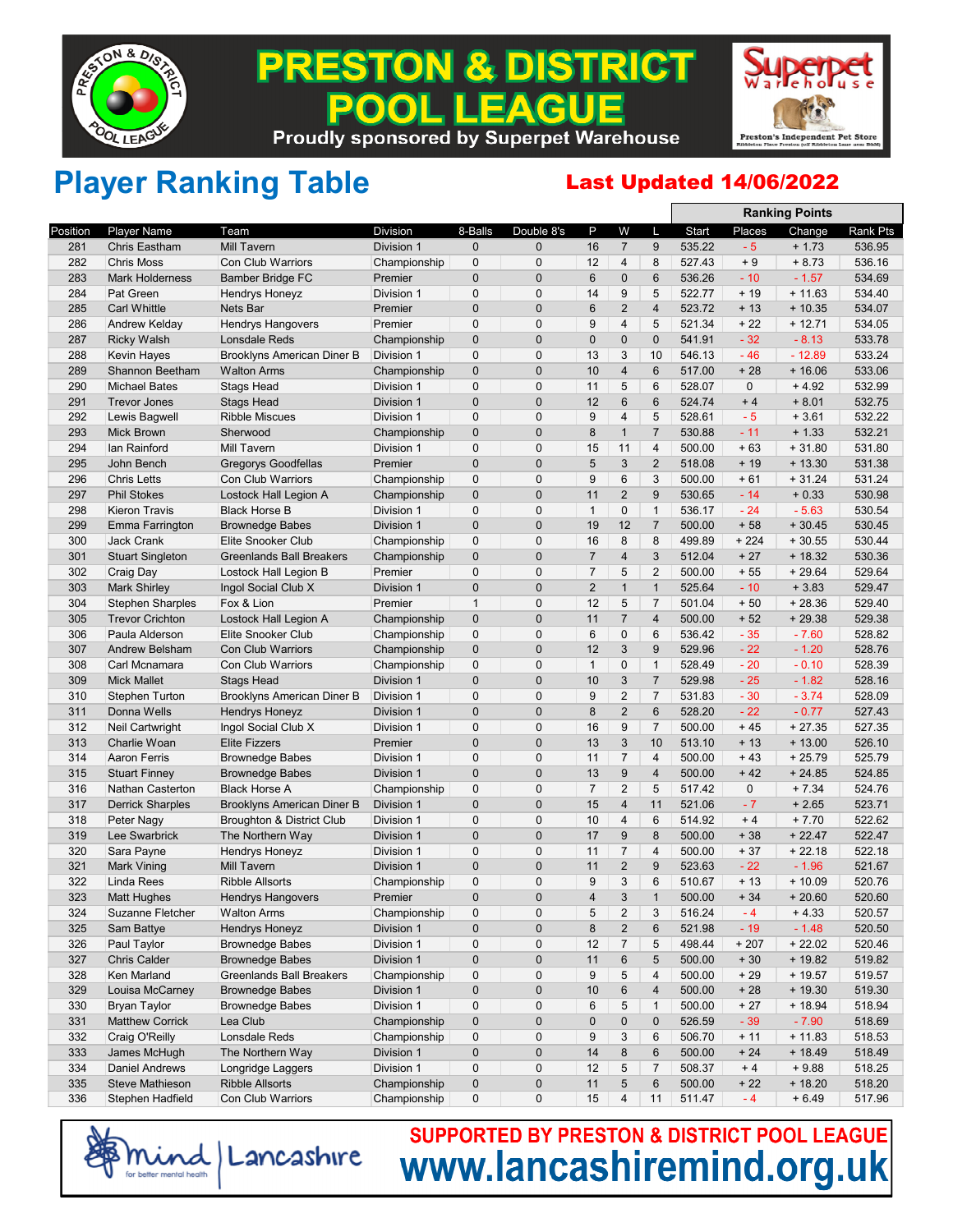# PRESTON & DISTRICT POOL LEAGUE

Proudly sponsored by Superpet Warehouse

## Player Ranking Table

**Last Updated 14/06/2022**

| Position | Player Name | Team | Division | 8-Balls | Double 8's | P | W | L | Ranking Points Start | Places | Change | Rank Pts |
|---|---|---|---|---|---|---|---|---|---|---|---|---|
| 281 | Chris Eastham | Mill Tavern | Division 1 | 0 | 0 | 16 | 7 | 9 | 535.22 | - 5 | + 1.73 | 536.95 |
| 282 | Chris Moss | Con Club Warriors | Championship | 0 | 0 | 12 | 4 | 8 | 527.43 | + 9 | + 8.73 | 536.16 |
| 283 | Mark Holderness | Bamber Bridge FC | Premier | 0 | 0 | 6 | 0 | 6 | 536.26 | - 10 | - 1.57 | 534.69 |
| 284 | Pat Green | Hendrys Honeyz | Division 1 | 0 | 0 | 14 | 9 | 5 | 522.77 | + 19 | + 11.63 | 534.40 |
| 285 | Carl Whittle | Nets Bar | Premier | 0 | 0 | 6 | 2 | 4 | 523.72 | + 13 | + 10.35 | 534.07 |
| 286 | Andrew Kelday | Hendrys Hangovers | Premier | 0 | 0 | 9 | 4 | 5 | 521.34 | + 22 | + 12.71 | 534.05 |
| 287 | Ricky Walsh | Lonsdale Reds | Championship | 0 | 0 | 0 | 0 | 0 | 541.91 | - 32 | - 8.13 | 533.78 |
| 288 | Kevin Hayes | Brooklyns American Diner B | Division 1 | 0 | 0 | 13 | 3 | 10 | 546.13 | - 46 | - 12.89 | 533.24 |
| 289 | Shannon Beetham | Walton Arms | Championship | 0 | 0 | 10 | 4 | 6 | 517.00 | + 28 | + 16.06 | 533.06 |
| 290 | Michael Bates | Stags Head | Division 1 | 0 | 0 | 11 | 5 | 6 | 528.07 | 0 | + 4.92 | 532.99 |
| 291 | Trevor Jones | Stags Head | Division 1 | 0 | 0 | 12 | 6 | 6 | 524.74 | + 4 | + 8.01 | 532.75 |
| 292 | Lewis Bagwell | Ribble Miscues | Division 1 | 0 | 0 | 9 | 4 | 5 | 528.61 | - 5 | + 3.61 | 532.22 |
| 293 | Mick Brown | Sherwood | Championship | 0 | 0 | 8 | 1 | 7 | 530.88 | - 11 | + 1.33 | 532.21 |
| 294 | Ian Rainford | Mill Tavern | Division 1 | 0 | 0 | 15 | 11 | 4 | 500.00 | + 63 | + 31.80 | 531.80 |
| 295 | John Bench | Gregorys Goodfellas | Premier | 0 | 0 | 5 | 3 | 2 | 518.08 | + 19 | + 13.30 | 531.38 |
| 296 | Chris Letts | Con Club Warriors | Championship | 0 | 0 | 9 | 6 | 3 | 500.00 | + 61 | + 31.24 | 531.24 |
| 297 | Phil Stokes | Lostock Hall Legion A | Championship | 0 | 0 | 11 | 2 | 9 | 530.65 | - 14 | + 0.33 | 530.98 |
| 298 | Kieron Travis | Black Horse B | Division 1 | 0 | 0 | 1 | 0 | 1 | 536.17 | - 24 | - 5.63 | 530.54 |
| 299 | Emma Farrington | Brownedge Babes | Division 1 | 0 | 0 | 19 | 12 | 7 | 500.00 | + 58 | + 30.45 | 530.45 |
| 300 | Jack Crank | Elite Snooker Club | Championship | 0 | 0 | 16 | 8 | 8 | 499.89 | + 224 | + 30.55 | 530.44 |
| 301 | Stuart Singleton | Greenlands Ball Breakers | Championship | 0 | 0 | 7 | 4 | 3 | 512.04 | + 27 | + 18.32 | 530.36 |
| 302 | Craig Day | Lostock Hall Legion B | Premier | 0 | 0 | 7 | 5 | 2 | 500.00 | + 55 | + 29.64 | 529.64 |
| 303 | Mark Shirley | Ingol Social Club X | Division 1 | 0 | 0 | 2 | 1 | 1 | 525.64 | - 10 | + 3.83 | 529.47 |
| 304 | Stephen Sharples | Fox & Lion | Premier | 1 | 0 | 12 | 5 | 7 | 501.04 | + 50 | + 28.36 | 529.40 |
| 305 | Trevor Crichton | Lostock Hall Legion A | Championship | 0 | 0 | 11 | 7 | 4 | 500.00 | + 52 | + 29.38 | 529.38 |
| 306 | Paula Alderson | Elite Snooker Club | Championship | 0 | 0 | 6 | 0 | 6 | 536.42 | - 35 | - 7.60 | 528.82 |
| 307 | Andrew Belsham | Con Club Warriors | Championship | 0 | 0 | 12 | 3 | 9 | 529.96 | - 22 | - 1.20 | 528.76 |
| 308 | Carl Mcnamara | Con Club Warriors | Championship | 0 | 0 | 1 | 0 | 1 | 528.49 | - 20 | - 0.10 | 528.39 |
| 309 | Mick Mallet | Stags Head | Division 1 | 0 | 0 | 10 | 3 | 7 | 529.98 | - 25 | - 1.82 | 528.16 |
| 310 | Stephen Turton | Brooklyns American Diner B | Division 1 | 0 | 0 | 9 | 2 | 7 | 531.83 | - 30 | - 3.74 | 528.09 |
| 311 | Donna Wells | Hendrys Honeyz | Division 1 | 0 | 0 | 8 | 2 | 6 | 528.20 | - 22 | - 0.77 | 527.43 |
| 312 | Neil Cartwright | Ingol Social Club X | Division 1 | 0 | 0 | 16 | 9 | 7 | 500.00 | + 45 | + 27.35 | 527.35 |
| 313 | Charlie Woan | Elite Fizzers | Premier | 0 | 0 | 13 | 3 | 10 | 513.10 | + 13 | + 13.00 | 526.10 |
| 314 | Aaron Ferris | Brownedge Babes | Division 1 | 0 | 0 | 11 | 7 | 4 | 500.00 | + 43 | + 25.79 | 525.79 |
| 315 | Stuart Finney | Brownedge Babes | Division 1 | 0 | 0 | 13 | 9 | 4 | 500.00 | + 42 | + 24.85 | 524.85 |
| 316 | Nathan Casterton | Black Horse A | Championship | 0 | 0 | 7 | 2 | 5 | 517.42 | 0 | + 7.34 | 524.76 |
| 317 | Derrick Sharples | Brooklyns American Diner B | Division 1 | 0 | 0 | 15 | 4 | 11 | 521.06 | - 7 | + 2.65 | 523.71 |
| 318 | Peter Nagy | Broughton & District Club | Division 1 | 0 | 0 | 10 | 4 | 6 | 514.92 | + 4 | + 7.70 | 522.62 |
| 319 | Lee Swarbrick | The Northern Way | Division 1 | 0 | 0 | 17 | 9 | 8 | 500.00 | + 38 | + 22.47 | 522.47 |
| 320 | Sara Payne | Hendrys Honeyz | Division 1 | 0 | 0 | 11 | 7 | 4 | 500.00 | + 37 | + 22.18 | 522.18 |
| 321 | Mark Vining | Mill Tavern | Division 1 | 0 | 0 | 11 | 2 | 9 | 523.63 | - 22 | - 1.96 | 521.67 |
| 322 | Linda Rees | Ribble Allsorts | Championship | 0 | 0 | 9 | 3 | 6 | 510.67 | + 13 | + 10.09 | 520.76 |
| 323 | Matt Hughes | Hendrys Hangovers | Premier | 0 | 0 | 4 | 3 | 1 | 500.00 | + 34 | + 20.60 | 520.60 |
| 324 | Suzanne Fletcher | Walton Arms | Championship | 0 | 0 | 5 | 2 | 3 | 516.24 | - 4 | + 4.33 | 520.57 |
| 325 | Sam Battye | Hendrys Honeyz | Division 1 | 0 | 0 | 8 | 2 | 6 | 521.98 | - 19 | - 1.48 | 520.50 |
| 326 | Paul Taylor | Brownedge Babes | Division 1 | 0 | 0 | 12 | 7 | 5 | 498.44 | + 207 | + 22.02 | 520.46 |
| 327 | Chris Calder | Brownedge Babes | Division 1 | 0 | 0 | 11 | 6 | 5 | 500.00 | + 30 | + 19.82 | 519.82 |
| 328 | Ken Marland | Greenlands Ball Breakers | Championship | 0 | 0 | 9 | 5 | 4 | 500.00 | + 29 | + 19.57 | 519.57 |
| 329 | Louisa McCarney | Brownedge Babes | Division 1 | 0 | 0 | 10 | 6 | 4 | 500.00 | + 28 | + 19.30 | 519.30 |
| 330 | Bryan Taylor | Brownedge Babes | Division 1 | 0 | 0 | 6 | 5 | 1 | 500.00 | + 27 | + 18.94 | 518.94 |
| 331 | Matthew Corrick | Lea Club | Championship | 0 | 0 | 0 | 0 | 0 | 526.59 | - 39 | - 7.90 | 518.69 |
| 332 | Craig O'Reilly | Lonsdale Reds | Championship | 0 | 0 | 9 | 3 | 6 | 506.70 | + 11 | + 11.83 | 518.53 |
| 333 | James McHugh | The Northern Way | Division 1 | 0 | 0 | 14 | 8 | 6 | 500.00 | + 24 | + 18.49 | 518.49 |
| 334 | Daniel Andrews | Longridge Laggers | Division 1 | 0 | 0 | 12 | 5 | 7 | 508.37 | + 4 | + 9.88 | 518.25 |
| 335 | Steve Mathieson | Ribble Allsorts | Championship | 0 | 0 | 11 | 5 | 6 | 500.00 | + 22 | + 18.20 | 518.20 |
| 336 | Stephen Hadfield | Con Club Warriors | Championship | 0 | 0 | 15 | 4 | 11 | 511.47 | - 4 | + 6.49 | 517.96 |

mind | Lancashire — for better mental health

**SUPPORTED BY PRESTON & DISTRICT POOL LEAGUE**

**www.lancashiremind.org.uk**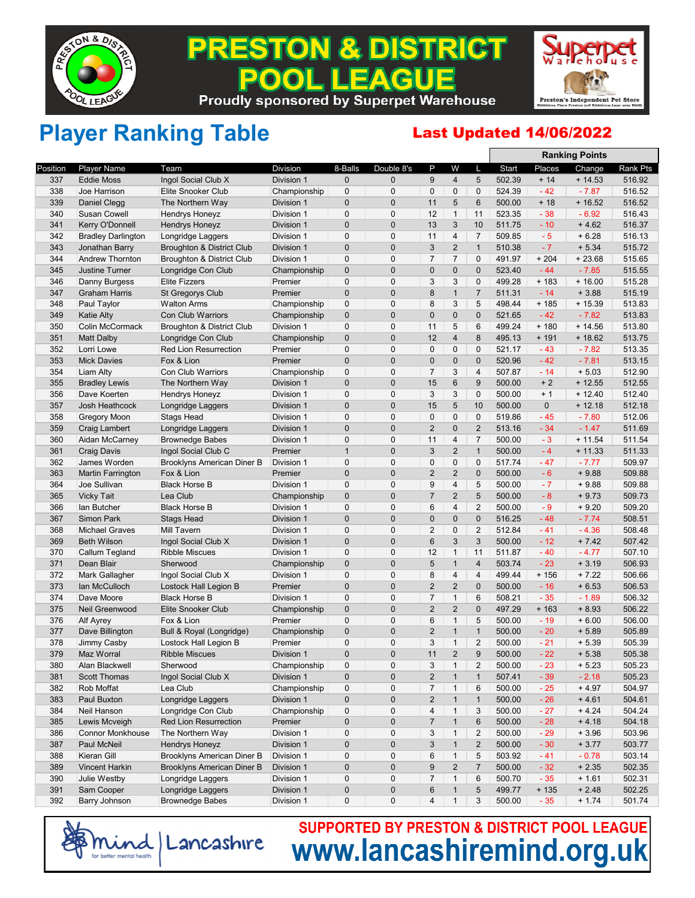# PRESTON & DISTRICT POOL LEAGUE

Proudly sponsored by Superpet Warehouse

Superpet Warehouse — Preston's Independent Pet Store

## Player Ranking Table

**Last Updated 14/06/2022**

| Position | Player Name | Team | Division | 8-Balls | Double 8's | P | W | L | Ranking Points: Start | Places | Change | Rank Pts |
|---|---|---|---|---|---|---|---|---|---|---|---|---|
| 337 | Eddie Moss | Ingol Social Club X | Division 1 | 0 | 0 | 9 | 4 | 5 | 502.39 | + 14 | + 14.53 | 516.92 |
| 338 | Joe Harrison | Elite Snooker Club | Championship | 0 | 0 | 0 | 0 | 0 | 524.39 | - 42 | - 7.87 | 516.52 |
| 339 | Daniel Clegg | The Northern Way | Division 1 | 0 | 0 | 11 | 5 | 6 | 500.00 | + 18 | + 16.52 | 516.52 |
| 340 | Susan Cowell | Hendrys Honeyz | Division 1 | 0 | 0 | 12 | 1 | 11 | 523.35 | - 38 | - 6.92 | 516.43 |
| 341 | Kerry O'Donnell | Hendrys Honeyz | Division 1 | 0 | 0 | 13 | 3 | 10 | 511.75 | - 10 | + 4.62 | 516.37 |
| 342 | Bradley Darlington | Longridge Laggers | Division 1 | 0 | 0 | 11 | 4 | 7 | 509.85 | - 5 | + 6.28 | 516.13 |
| 343 | Jonathan Barry | Broughton & District Club | Division 1 | 0 | 0 | 3 | 2 | 1 | 510.38 | - 7 | + 5.34 | 515.72 |
| 344 | Andrew Thornton | Broughton & District Club | Division 1 | 0 | 0 | 7 | 7 | 0 | 491.97 | + 204 | + 23.68 | 515.65 |
| 345 | Justine Turner | Longridge Con Club | Championship | 0 | 0 | 0 | 0 | 0 | 523.40 | - 44 | - 7.85 | 515.55 |
| 346 | Danny Burgess | Elite Fizzers | Premier | 0 | 0 | 3 | 3 | 0 | 499.28 | + 183 | + 16.00 | 515.28 |
| 347 | Graham Harris | St Gregorys Club | Premier | 0 | 0 | 8 | 1 | 7 | 511.31 | - 14 | + 3.88 | 515.19 |
| 348 | Paul Taylor | Walton Arms | Championship | 0 | 0 | 8 | 3 | 5 | 498.44 | + 185 | + 15.39 | 513.83 |
| 349 | Katie Alty | Con Club Warriors | Championship | 0 | 0 | 0 | 0 | 0 | 521.65 | - 42 | - 7.82 | 513.83 |
| 350 | Colin McCormack | Broughton & District Club | Division 1 | 0 | 0 | 11 | 5 | 6 | 499.24 | + 180 | + 14.56 | 513.80 |
| 351 | Matt Dalby | Longridge Con Club | Championship | 0 | 0 | 12 | 4 | 8 | 495.13 | + 191 | + 18.62 | 513.75 |
| 352 | Lorri Lowe | Red Lion Resurrection | Premier | 0 | 0 | 0 | 0 | 0 | 521.17 | - 43 | - 7.82 | 513.35 |
| 353 | Mick Davies | Fox & Lion | Premier | 0 | 0 | 0 | 0 | 0 | 520.96 | - 42 | - 7.81 | 513.15 |
| 354 | Liam Alty | Con Club Warriors | Championship | 0 | 0 | 7 | 3 | 4 | 507.87 | - 14 | + 5.03 | 512.90 |
| 355 | Bradley Lewis | The Northern Way | Division 1 | 0 | 0 | 15 | 6 | 9 | 500.00 | + 2 | + 12.55 | 512.55 |
| 356 | Dave Koerten | Hendrys Honeyz | Division 1 | 0 | 0 | 3 | 3 | 0 | 500.00 | + 1 | + 12.40 | 512.40 |
| 357 | Josh Heathcock | Longridge Laggers | Division 1 | 0 | 0 | 15 | 5 | 10 | 500.00 | 0 | + 12.18 | 512.18 |
| 358 | Gregory Moon | Stags Head | Division 1 | 0 | 0 | 0 | 0 | 0 | 519.86 | - 45 | - 7.80 | 512.06 |
| 359 | Craig Lambert | Longridge Laggers | Division 1 | 0 | 0 | 2 | 0 | 2 | 513.16 | - 34 | - 1.47 | 511.69 |
| 360 | Aidan McCarney | Brownedge Babes | Division 1 | 0 | 0 | 11 | 4 | 7 | 500.00 | - 3 | + 11.54 | 511.54 |
| 361 | Craig Davis | Ingol Social Club C | Premier | 1 | 0 | 3 | 2 | 1 | 500.00 | - 4 | + 11.33 | 511.33 |
| 362 | James Worden | Brooklyns American Diner B | Division 1 | 0 | 0 | 0 | 0 | 0 | 517.74 | - 47 | - 7.77 | 509.97 |
| 363 | Martin Farrington | Fox & Lion | Premier | 0 | 0 | 2 | 2 | 0 | 500.00 | - 6 | + 9.88 | 509.88 |
| 364 | Joe Sullivan | Black Horse B | Division 1 | 0 | 0 | 9 | 4 | 5 | 500.00 | - 7 | + 9.88 | 509.88 |
| 365 | Vicky Tait | Lea Club | Championship | 0 | 0 | 7 | 2 | 5 | 500.00 | - 8 | + 9.73 | 509.73 |
| 366 | Ian Butcher | Black Horse B | Division 1 | 0 | 0 | 6 | 4 | 2 | 500.00 | - 9 | + 9.20 | 509.20 |
| 367 | Simon Park | Stags Head | Division 1 | 0 | 0 | 0 | 0 | 0 | 516.25 | - 48 | - 7.74 | 508.51 |
| 368 | Michael Graves | Mill Tavern | Division 1 | 0 | 0 | 2 | 0 | 2 | 512.84 | - 41 | - 4.36 | 508.48 |
| 369 | Beth Wilson | Ingol Social Club X | Division 1 | 0 | 0 | 6 | 3 | 3 | 500.00 | - 12 | + 7.42 | 507.42 |
| 370 | Callum Tegland | Ribble Miscues | Division 1 | 0 | 0 | 12 | 1 | 11 | 511.87 | - 40 | - 4.77 | 507.10 |
| 371 | Dean Blair | Sherwood | Championship | 0 | 0 | 5 | 1 | 4 | 503.74 | - 23 | + 3.19 | 506.93 |
| 372 | Mark Gallagher | Ingol Social Club X | Division 1 | 0 | 0 | 8 | 4 | 4 | 499.44 | + 156 | + 7.22 | 506.66 |
| 373 | Ian McCulloch | Lostock Hall Legion B | Premier | 0 | 0 | 2 | 2 | 0 | 500.00 | - 16 | + 6.53 | 506.53 |
| 374 | Dave Moore | Black Horse B | Division 1 | 0 | 0 | 7 | 1 | 6 | 508.21 | - 35 | - 1.89 | 506.32 |
| 375 | Neil Greenwood | Elite Snooker Club | Championship | 0 | 0 | 2 | 2 | 0 | 497.29 | + 163 | + 8.93 | 506.22 |
| 376 | Alf Ayrey | Fox & Lion | Premier | 0 | 0 | 6 | 1 | 5 | 500.00 | - 19 | + 6.00 | 506.00 |
| 377 | Dave Billington | Bull & Royal (Longridge) | Championship | 0 | 0 | 2 | 1 | 1 | 500.00 | - 20 | + 5.89 | 505.89 |
| 378 | Jimmy Casby | Lostock Hall Legion B | Premier | 0 | 0 | 3 | 1 | 2 | 500.00 | - 21 | + 5.39 | 505.39 |
| 379 | Maz Worral | Ribble Miscues | Division 1 | 0 | 0 | 11 | 2 | 9 | 500.00 | - 22 | + 5.38 | 505.38 |
| 380 | Alan Blackwell | Sherwood | Championship | 0 | 0 | 3 | 1 | 2 | 500.00 | - 23 | + 5.23 | 505.23 |
| 381 | Scott Thomas | Ingol Social Club X | Division 1 | 0 | 0 | 2 | 1 | 1 | 507.41 | - 39 | - 2.18 | 505.23 |
| 382 | Rob Moffat | Lea Club | Championship | 0 | 0 | 7 | 1 | 6 | 500.00 | - 25 | + 4.97 | 504.97 |
| 383 | Paul Buxton | Longridge Laggers | Division 1 | 0 | 0 | 2 | 1 | 1 | 500.00 | - 26 | + 4.61 | 504.61 |
| 384 | Neil Hanson | Longridge Con Club | Championship | 0 | 0 | 4 | 1 | 3 | 500.00 | - 27 | + 4.24 | 504.24 |
| 385 | Lewis Mcveigh | Red Lion Resurrection | Premier | 0 | 0 | 7 | 1 | 6 | 500.00 | - 28 | + 4.18 | 504.18 |
| 386 | Connor Monkhouse | The Northern Way | Division 1 | 0 | 0 | 3 | 1 | 2 | 500.00 | - 29 | + 3.96 | 503.96 |
| 387 | Paul McNeil | Hendrys Honeyz | Division 1 | 0 | 0 | 3 | 1 | 2 | 500.00 | - 30 | + 3.77 | 503.77 |
| 388 | Kieran Gill | Brooklyns American Diner B | Division 1 | 0 | 0 | 6 | 1 | 5 | 503.92 | - 41 | - 0.78 | 503.14 |
| 389 | Vincent Harkin | Brooklyns American Diner B | Division 1 | 0 | 0 | 9 | 2 | 7 | 500.00 | - 32 | + 2.35 | 502.35 |
| 390 | Julie Westby | Longridge Laggers | Division 1 | 0 | 0 | 7 | 1 | 6 | 500.70 | - 35 | + 1.61 | 502.31 |
| 391 | Sam Cooper | Longridge Laggers | Division 1 | 0 | 0 | 6 | 1 | 5 | 499.77 | + 135 | + 2.48 | 502.25 |
| 392 | Barry Johnson | Brownedge Babes | Division 1 | 0 | 0 | 4 | 1 | 3 | 500.00 | - 35 | + 1.74 | 501.74 |

mind Lancashire — for better mental health

**SUPPORTED BY PRESTON & DISTRICT POOL LEAGUE**

**www.lancashiremind.org.uk**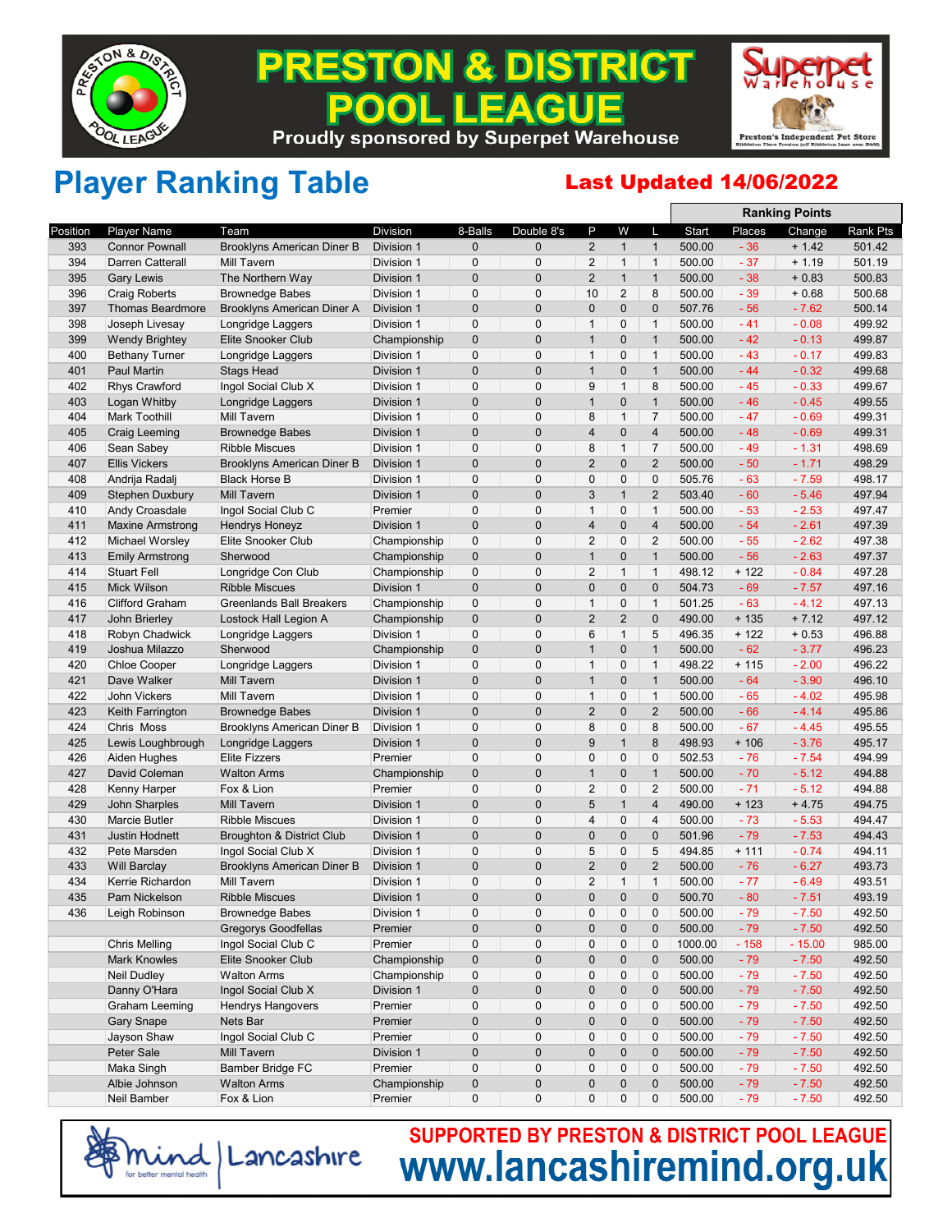# PRESTON & DISTRICT POOL LEAGUE

Proudly sponsored by Superpet Warehouse

Superpet Warehouse — Preston's Independent Pet Store

## Player Ranking Table

**Last Updated 14/06/2022**

| Position | Player Name | Team | Division | 8-Balls | Double 8's | P | W | L | Ranking Points Start | Places | Change | Rank Pts |
|---|---|---|---|---|---|---|---|---|---|---|---|---|
| 393 | Connor Pownall | Brooklyns American Diner B | Division 1 | 0 | 0 | 2 | 1 | 1 | 500.00 | - 36 | + 1.42 | 501.42 |
| 394 | Darren Catterall | Mill Tavern | Division 1 | 0 | 0 | 2 | 1 | 1 | 500.00 | - 37 | + 1.19 | 501.19 |
| 395 | Gary Lewis | The Northern Way | Division 1 | 0 | 0 | 2 | 1 | 1 | 500.00 | - 38 | + 0.83 | 500.83 |
| 396 | Craig Roberts | Brownedge Babes | Division 1 | 0 | 0 | 10 | 2 | 8 | 500.00 | - 39 | + 0.68 | 500.68 |
| 397 | Thomas Beardmore | Brooklyns American Diner A | Division 1 | 0 | 0 | 0 | 0 | 0 | 507.76 | - 56 | - 7.62 | 500.14 |
| 398 | Joseph Livesay | Longridge Laggers | Division 1 | 0 | 0 | 1 | 0 | 1 | 500.00 | - 41 | - 0.08 | 499.92 |
| 399 | Wendy Brightey | Elite Snooker Club | Championship | 0 | 0 | 1 | 0 | 1 | 500.00 | - 42 | - 0.13 | 499.87 |
| 400 | Bethany Turner | Longridge Laggers | Division 1 | 0 | 0 | 1 | 0 | 1 | 500.00 | - 43 | - 0.17 | 499.83 |
| 401 | Paul Martin | Stags Head | Division 1 | 0 | 0 | 1 | 0 | 1 | 500.00 | - 44 | - 0.32 | 499.68 |
| 402 | Rhys Crawford | Ingol Social Club X | Division 1 | 0 | 0 | 9 | 1 | 8 | 500.00 | - 45 | - 0.33 | 499.67 |
| 403 | Logan Whitby | Longridge Laggers | Division 1 | 0 | 0 | 1 | 0 | 1 | 500.00 | - 46 | - 0.45 | 499.55 |
| 404 | Mark Toothill | Mill Tavern | Division 1 | 0 | 0 | 8 | 1 | 7 | 500.00 | - 47 | - 0.69 | 499.31 |
| 405 | Craig Leeming | Brownedge Babes | Division 1 | 0 | 0 | 4 | 0 | 4 | 500.00 | - 48 | - 0.69 | 499.31 |
| 406 | Sean Sabey | Ribble Miscues | Division 1 | 0 | 0 | 8 | 1 | 7 | 500.00 | - 49 | - 1.31 | 498.69 |
| 407 | Ellis Vickers | Brooklyns American Diner B | Division 1 | 0 | 0 | 2 | 0 | 2 | 500.00 | - 50 | - 1.71 | 498.29 |
| 408 | Andrija Radalj | Black Horse B | Division 1 | 0 | 0 | 0 | 0 | 0 | 505.76 | - 63 | - 7.59 | 498.17 |
| 409 | Stephen Duxbury | Mill Tavern | Division 1 | 0 | 0 | 3 | 1 | 2 | 503.40 | - 60 | - 5.46 | 497.94 |
| 410 | Andy Croasdale | Ingol Social Club C | Premier | 0 | 0 | 1 | 0 | 1 | 500.00 | - 53 | - 2.53 | 497.47 |
| 411 | Maxine Armstrong | Hendrys Honeyz | Division 1 | 0 | 0 | 4 | 0 | 4 | 500.00 | - 54 | - 2.61 | 497.39 |
| 412 | Michael Worsley | Elite Snooker Club | Championship | 0 | 0 | 2 | 0 | 2 | 500.00 | - 55 | - 2.62 | 497.38 |
| 413 | Emily Armstrong | Sherwood | Championship | 0 | 0 | 1 | 0 | 1 | 500.00 | - 56 | - 2.63 | 497.37 |
| 414 | Stuart Fell | Longridge Con Club | Championship | 0 | 0 | 2 | 1 | 1 | 498.12 | + 122 | - 0.84 | 497.28 |
| 415 | Mick Wilson | Ribble Miscues | Division 1 | 0 | 0 | 0 | 0 | 0 | 504.73 | - 69 | - 7.57 | 497.16 |
| 416 | Clifford Graham | Greenlands Ball Breakers | Championship | 0 | 0 | 1 | 0 | 1 | 501.25 | - 63 | - 4.12 | 497.13 |
| 417 | John Brierley | Lostock Hall Legion A | Championship | 0 | 0 | 2 | 2 | 0 | 490.00 | + 135 | + 7.12 | 497.12 |
| 418 | Robyn Chadwick | Longridge Laggers | Division 1 | 0 | 0 | 6 | 1 | 5 | 496.35 | + 122 | + 0.53 | 496.88 |
| 419 | Joshua Milazzo | Sherwood | Championship | 0 | 0 | 1 | 0 | 1 | 500.00 | - 62 | - 3.77 | 496.23 |
| 420 | Chloe Cooper | Longridge Laggers | Division 1 | 0 | 0 | 1 | 0 | 1 | 498.22 | + 115 | - 2.00 | 496.22 |
| 421 | Dave Walker | Mill Tavern | Division 1 | 0 | 0 | 1 | 0 | 1 | 500.00 | - 64 | - 3.90 | 496.10 |
| 422 | John Vickers | Mill Tavern | Division 1 | 0 | 0 | 1 | 0 | 1 | 500.00 | - 65 | - 4.02 | 495.98 |
| 423 | Keith Farrington | Brownedge Babes | Division 1 | 0 | 0 | 2 | 0 | 2 | 500.00 | - 66 | - 4.14 | 495.86 |
| 424 | Chris Moss | Brooklyns American Diner B | Division 1 | 0 | 0 | 8 | 0 | 8 | 500.00 | - 67 | - 4.45 | 495.55 |
| 425 | Lewis Loughbrough | Longridge Laggers | Division 1 | 0 | 0 | 9 | 1 | 8 | 498.93 | + 106 | - 3.76 | 495.17 |
| 426 | Aiden Hughes | Elite Fizzers | Premier | 0 | 0 | 0 | 0 | 0 | 502.53 | - 76 | - 7.54 | 494.99 |
| 427 | David Coleman | Walton Arms | Championship | 0 | 0 | 1 | 0 | 1 | 500.00 | - 70 | - 5.12 | 494.88 |
| 428 | Kenny Harper | Fox & Lion | Premier | 0 | 0 | 2 | 0 | 2 | 500.00 | - 71 | - 5.12 | 494.88 |
| 429 | John Sharples | Mill Tavern | Division 1 | 0 | 0 | 5 | 1 | 4 | 490.00 | + 123 | + 4.75 | 494.75 |
| 430 | Marcie Butler | Ribble Miscues | Division 1 | 0 | 0 | 4 | 0 | 4 | 500.00 | - 73 | - 5.53 | 494.47 |
| 431 | Justin Hodnett | Broughton & District Club | Division 1 | 0 | 0 | 0 | 0 | 0 | 501.96 | - 79 | - 7.53 | 494.43 |
| 432 | Pete Marsden | Ingol Social Club X | Division 1 | 0 | 0 | 5 | 0 | 5 | 494.85 | + 111 | - 0.74 | 494.11 |
| 433 | Will Barclay | Brooklyns American Diner B | Division 1 | 0 | 0 | 2 | 0 | 2 | 500.00 | - 76 | - 6.27 | 493.73 |
| 434 | Kerrie Richardon | Mill Tavern | Division 1 | 0 | 0 | 2 | 1 | 1 | 500.00 | - 77 | - 6.49 | 493.51 |
| 435 | Pam Nickelson | Ribble Miscues | Division 1 | 0 | 0 | 0 | 0 | 0 | 500.70 | - 80 | - 7.51 | 493.19 |
| 436 | Leigh Robinson | Brownedge Babes | Division 1 | 0 | 0 | 0 | 0 | 0 | 500.00 | - 79 | - 7.50 | 492.50 |
| | | Gregorys Goodfellas | Premier | 0 | 0 | 0 | 0 | 0 | 500.00 | - 79 | - 7.50 | 492.50 |
| | Chris Melling | Ingol Social Club C | Premier | 0 | 0 | 0 | 0 | 0 | 1000.00 | - 158 | - 15.00 | 985.00 |
| | Mark Knowles | Elite Snooker Club | Championship | 0 | 0 | 0 | 0 | 0 | 500.00 | - 79 | - 7.50 | 492.50 |
| | Neil Dudley | Walton Arms | Championship | 0 | 0 | 0 | 0 | 0 | 500.00 | - 79 | - 7.50 | 492.50 |
| | Danny O'Hara | Ingol Social Club X | Division 1 | 0 | 0 | 0 | 0 | 0 | 500.00 | - 79 | - 7.50 | 492.50 |
| | Graham Leeming | Hendrys Hangovers | Premier | 0 | 0 | 0 | 0 | 0 | 500.00 | - 79 | - 7.50 | 492.50 |
| | Gary Snape | Nets Bar | Premier | 0 | 0 | 0 | 0 | 0 | 500.00 | - 79 | - 7.50 | 492.50 |
| | Jayson Shaw | Ingol Social Club C | Premier | 0 | 0 | 0 | 0 | 0 | 500.00 | - 79 | - 7.50 | 492.50 |
| | Peter Sale | Mill Tavern | Division 1 | 0 | 0 | 0 | 0 | 0 | 500.00 | - 79 | - 7.50 | 492.50 |
| | Maka Singh | Bamber Bridge FC | Premier | 0 | 0 | 0 | 0 | 0 | 500.00 | - 79 | - 7.50 | 492.50 |
| | Albie Johnson | Walton Arms | Championship | 0 | 0 | 0 | 0 | 0 | 500.00 | - 79 | - 7.50 | 492.50 |
| | Neil Bamber | Fox & Lion | Premier | 0 | 0 | 0 | 0 | 0 | 500.00 | - 79 | - 7.50 | 492.50 |

mind | Lancashire — for better mental health

**SUPPORTED BY PRESTON & DISTRICT POOL LEAGUE**

**www.lancashiremind.org.uk**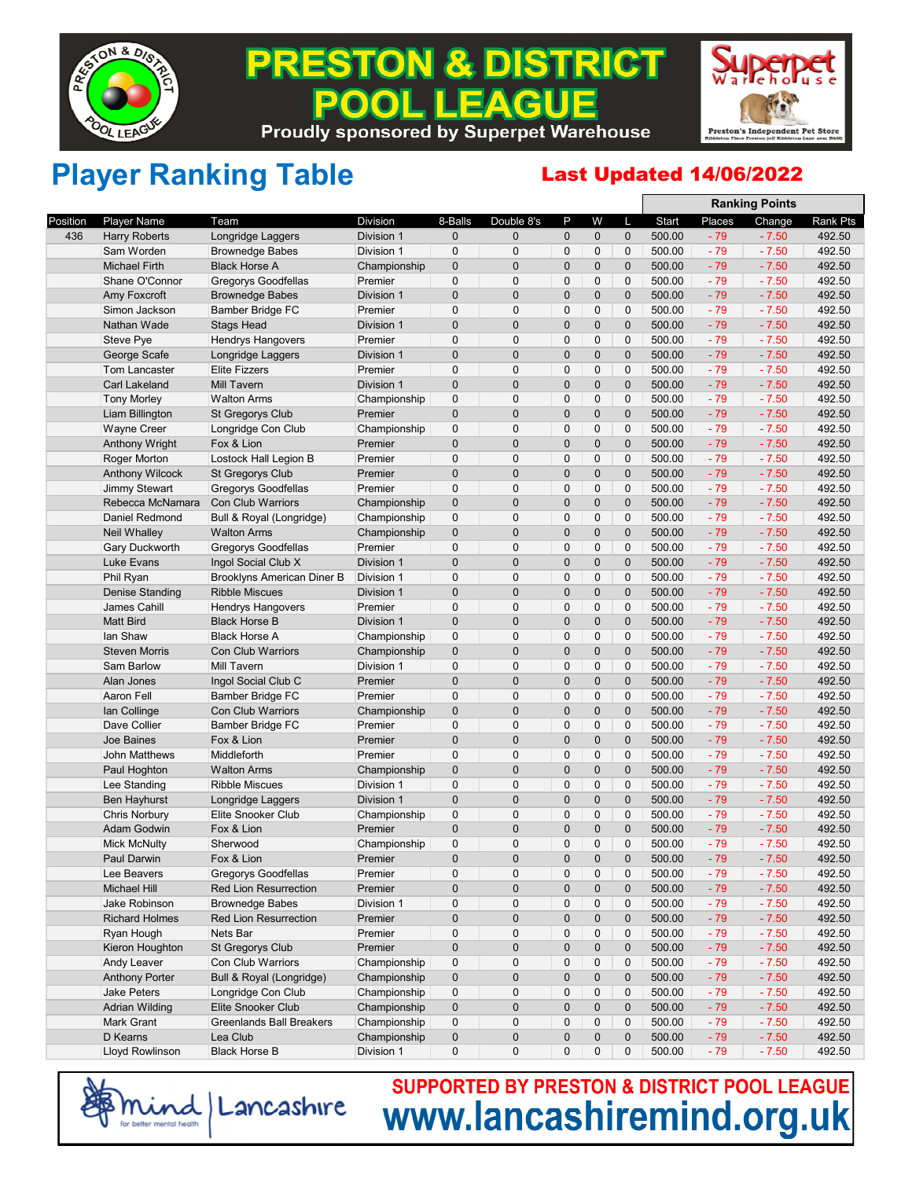# PRESTON & DISTRICT POOL LEAGUE

Proudly sponsored by Superpet Warehouse

## Player Ranking Table

**Last Updated 14/06/2022**

| Position | Player Name | Team | Division | 8-Balls | Double 8's | P | W | L | Ranking Points Start | Places | Change | Rank Pts |
|---|---|---|---|---|---|---|---|---|---|---|---|---|
| 436 | Harry Roberts | Longridge Laggers | Division 1 | 0 | 0 | 0 | 0 | 0 | 500.00 | - 79 | - 7.50 | 492.50 |
| | Sam Worden | Brownedge Babes | Division 1 | 0 | 0 | 0 | 0 | 0 | 500.00 | - 79 | - 7.50 | 492.50 |
| | Michael Firth | Black Horse A | Championship | 0 | 0 | 0 | 0 | 0 | 500.00 | - 79 | - 7.50 | 492.50 |
| | Shane O'Connor | Gregorys Goodfellas | Premier | 0 | 0 | 0 | 0 | 0 | 500.00 | - 79 | - 7.50 | 492.50 |
| | Amy Foxcroft | Brownedge Babes | Division 1 | 0 | 0 | 0 | 0 | 0 | 500.00 | - 79 | - 7.50 | 492.50 |
| | Simon Jackson | Bamber Bridge FC | Premier | 0 | 0 | 0 | 0 | 0 | 500.00 | - 79 | - 7.50 | 492.50 |
| | Nathan Wade | Stags Head | Division 1 | 0 | 0 | 0 | 0 | 0 | 500.00 | - 79 | - 7.50 | 492.50 |
| | Steve Pye | Hendrys Hangovers | Premier | 0 | 0 | 0 | 0 | 0 | 500.00 | - 79 | - 7.50 | 492.50 |
| | George Scafe | Longridge Laggers | Division 1 | 0 | 0 | 0 | 0 | 0 | 500.00 | - 79 | - 7.50 | 492.50 |
| | Tom Lancaster | Elite Fizzers | Premier | 0 | 0 | 0 | 0 | 0 | 500.00 | - 79 | - 7.50 | 492.50 |
| | Carl Lakeland | Mill Tavern | Division 1 | 0 | 0 | 0 | 0 | 0 | 500.00 | - 79 | - 7.50 | 492.50 |
| | Tony Morley | Walton Arms | Championship | 0 | 0 | 0 | 0 | 0 | 500.00 | - 79 | - 7.50 | 492.50 |
| | Liam Billington | St Gregorys Club | Premier | 0 | 0 | 0 | 0 | 0 | 500.00 | - 79 | - 7.50 | 492.50 |
| | Wayne Creer | Longridge Con Club | Championship | 0 | 0 | 0 | 0 | 0 | 500.00 | - 79 | - 7.50 | 492.50 |
| | Anthony Wright | Fox & Lion | Premier | 0 | 0 | 0 | 0 | 0 | 500.00 | - 79 | - 7.50 | 492.50 |
| | Roger Morton | Lostock Hall Legion B | Premier | 0 | 0 | 0 | 0 | 0 | 500.00 | - 79 | - 7.50 | 492.50 |
| | Anthony Wilcock | St Gregorys Club | Premier | 0 | 0 | 0 | 0 | 0 | 500.00 | - 79 | - 7.50 | 492.50 |
| | Jimmy Stewart | Gregorys Goodfellas | Premier | 0 | 0 | 0 | 0 | 0 | 500.00 | - 79 | - 7.50 | 492.50 |
| | Rebecca McNamara | Con Club Warriors | Championship | 0 | 0 | 0 | 0 | 0 | 500.00 | - 79 | - 7.50 | 492.50 |
| | Daniel Redmond | Bull & Royal (Longridge) | Championship | 0 | 0 | 0 | 0 | 0 | 500.00 | - 79 | - 7.50 | 492.50 |
| | Neil Whalley | Walton Arms | Championship | 0 | 0 | 0 | 0 | 0 | 500.00 | - 79 | - 7.50 | 492.50 |
| | Gary Duckworth | Gregorys Goodfellas | Premier | 0 | 0 | 0 | 0 | 0 | 500.00 | - 79 | - 7.50 | 492.50 |
| | Luke Evans | Ingol Social Club X | Division 1 | 0 | 0 | 0 | 0 | 0 | 500.00 | - 79 | - 7.50 | 492.50 |
| | Phil Ryan | Brooklyns American Diner B | Division 1 | 0 | 0 | 0 | 0 | 0 | 500.00 | - 79 | - 7.50 | 492.50 |
| | Denise Standing | Ribble Miscues | Division 1 | 0 | 0 | 0 | 0 | 0 | 500.00 | - 79 | - 7.50 | 492.50 |
| | James Cahill | Hendrys Hangovers | Premier | 0 | 0 | 0 | 0 | 0 | 500.00 | - 79 | - 7.50 | 492.50 |
| | Matt Bird | Black Horse B | Division 1 | 0 | 0 | 0 | 0 | 0 | 500.00 | - 79 | - 7.50 | 492.50 |
| | Ian Shaw | Black Horse A | Championship | 0 | 0 | 0 | 0 | 0 | 500.00 | - 79 | - 7.50 | 492.50 |
| | Steven Morris | Con Club Warriors | Championship | 0 | 0 | 0 | 0 | 0 | 500.00 | - 79 | - 7.50 | 492.50 |
| | Sam Barlow | Mill Tavern | Division 1 | 0 | 0 | 0 | 0 | 0 | 500.00 | - 79 | - 7.50 | 492.50 |
| | Alan Jones | Ingol Social Club C | Premier | 0 | 0 | 0 | 0 | 0 | 500.00 | - 79 | - 7.50 | 492.50 |
| | Aaron Fell | Bamber Bridge FC | Premier | 0 | 0 | 0 | 0 | 0 | 500.00 | - 79 | - 7.50 | 492.50 |
| | Ian Collinge | Con Club Warriors | Championship | 0 | 0 | 0 | 0 | 0 | 500.00 | - 79 | - 7.50 | 492.50 |
| | Dave Collier | Bamber Bridge FC | Premier | 0 | 0 | 0 | 0 | 0 | 500.00 | - 79 | - 7.50 | 492.50 |
| | Joe Baines | Fox & Lion | Premier | 0 | 0 | 0 | 0 | 0 | 500.00 | - 79 | - 7.50 | 492.50 |
| | John Matthews | Middleforth | Premier | 0 | 0 | 0 | 0 | 0 | 500.00 | - 79 | - 7.50 | 492.50 |
| | Paul Hoghton | Walton Arms | Championship | 0 | 0 | 0 | 0 | 0 | 500.00 | - 79 | - 7.50 | 492.50 |
| | Lee Standing | Ribble Miscues | Division 1 | 0 | 0 | 0 | 0 | 0 | 500.00 | - 79 | - 7.50 | 492.50 |
| | Ben Hayhurst | Longridge Laggers | Division 1 | 0 | 0 | 0 | 0 | 0 | 500.00 | - 79 | - 7.50 | 492.50 |
| | Chris Norbury | Elite Snooker Club | Championship | 0 | 0 | 0 | 0 | 0 | 500.00 | - 79 | - 7.50 | 492.50 |
| | Adam Godwin | Fox & Lion | Premier | 0 | 0 | 0 | 0 | 0 | 500.00 | - 79 | - 7.50 | 492.50 |
| | Mick McNulty | Sherwood | Championship | 0 | 0 | 0 | 0 | 0 | 500.00 | - 79 | - 7.50 | 492.50 |
| | Paul Darwin | Fox & Lion | Premier | 0 | 0 | 0 | 0 | 0 | 500.00 | - 79 | - 7.50 | 492.50 |
| | Lee Beavers | Gregorys Goodfellas | Premier | 0 | 0 | 0 | 0 | 0 | 500.00 | - 79 | - 7.50 | 492.50 |
| | Michael Hill | Red Lion Resurrection | Premier | 0 | 0 | 0 | 0 | 0 | 500.00 | - 79 | - 7.50 | 492.50 |
| | Jake Robinson | Brownedge Babes | Division 1 | 0 | 0 | 0 | 0 | 0 | 500.00 | - 79 | - 7.50 | 492.50 |
| | Richard Holmes | Red Lion Resurrection | Premier | 0 | 0 | 0 | 0 | 0 | 500.00 | - 79 | - 7.50 | 492.50 |
| | Ryan Hough | Nets Bar | Premier | 0 | 0 | 0 | 0 | 0 | 500.00 | - 79 | - 7.50 | 492.50 |
| | Kieron Houghton | St Gregorys Club | Premier | 0 | 0 | 0 | 0 | 0 | 500.00 | - 79 | - 7.50 | 492.50 |
| | Andy Leaver | Con Club Warriors | Championship | 0 | 0 | 0 | 0 | 0 | 500.00 | - 79 | - 7.50 | 492.50 |
| | Anthony Porter | Bull & Royal (Longridge) | Championship | 0 | 0 | 0 | 0 | 0 | 500.00 | - 79 | - 7.50 | 492.50 |
| | Jake Peters | Longridge Con Club | Championship | 0 | 0 | 0 | 0 | 0 | 500.00 | - 79 | - 7.50 | 492.50 |
| | Adrian Wilding | Elite Snooker Club | Championship | 0 | 0 | 0 | 0 | 0 | 500.00 | - 79 | - 7.50 | 492.50 |
| | Mark Grant | Greenlands Ball Breakers | Championship | 0 | 0 | 0 | 0 | 0 | 500.00 | - 79 | - 7.50 | 492.50 |
| | D Kearns | Lea Club | Championship | 0 | 0 | 0 | 0 | 0 | 500.00 | - 79 | - 7.50 | 492.50 |
| | Lloyd Rowlinson | Black Horse B | Division 1 | 0 | 0 | 0 | 0 | 0 | 500.00 | - 79 | - 7.50 | 492.50 |

mind | Lancashire — for better mental health

**SUPPORTED BY PRESTON & DISTRICT POOL LEAGUE**

**www.lancashiremind.org.uk**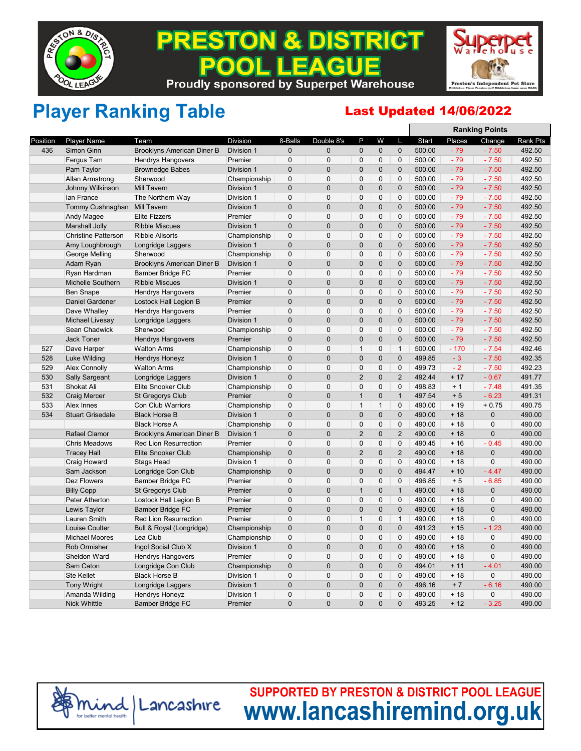# PRESTON & DISTRICT POOL LEAGUE

Proudly sponsored by Superpet Warehouse

Superpet Warehouse — Preston's Independent Pet Store

## Player Ranking Table

**Last Updated 14/06/2022**

| Position | Player Name | Team | Division | 8-Balls | Double 8's | P | W | L | Ranking Points Start | Places | Change | Rank Pts |
|---|---|---|---|---|---|---|---|---|---|---|---|---|
| 436 | Simon Ginn | Brooklyns American Diner B | Division 1 | 0 | 0 | 0 | 0 | 0 | 500.00 | - 79 | - 7.50 | 492.50 |
| | Fergus Tam | Hendrys Hangovers | Premier | 0 | 0 | 0 | 0 | 0 | 500.00 | - 79 | - 7.50 | 492.50 |
| | Pam Taylor | Brownedge Babes | Division 1 | 0 | 0 | 0 | 0 | 0 | 500.00 | - 79 | - 7.50 | 492.50 |
| | Allan Armstrong | Sherwood | Championship | 0 | 0 | 0 | 0 | 0 | 500.00 | - 79 | - 7.50 | 492.50 |
| | Johnny Wilkinson | Mill Tavern | Division 1 | 0 | 0 | 0 | 0 | 0 | 500.00 | - 79 | - 7.50 | 492.50 |
| | Ian France | The Northern Way | Division 1 | 0 | 0 | 0 | 0 | 0 | 500.00 | - 79 | - 7.50 | 492.50 |
| | Tommy Cushnaghan | Mill Tavern | Division 1 | 0 | 0 | 0 | 0 | 0 | 500.00 | - 79 | - 7.50 | 492.50 |
| | Andy Magee | Elite Fizzers | Premier | 0 | 0 | 0 | 0 | 0 | 500.00 | - 79 | - 7.50 | 492.50 |
| | Marshall Jolly | Ribble Miscues | Division 1 | 0 | 0 | 0 | 0 | 0 | 500.00 | - 79 | - 7.50 | 492.50 |
| | Christine Patterson | Ribble Allsorts | Championship | 0 | 0 | 0 | 0 | 0 | 500.00 | - 79 | - 7.50 | 492.50 |
| | Amy Loughbrough | Longridge Laggers | Division 1 | 0 | 0 | 0 | 0 | 0 | 500.00 | - 79 | - 7.50 | 492.50 |
| | George Melling | Sherwood | Championship | 0 | 0 | 0 | 0 | 0 | 500.00 | - 79 | - 7.50 | 492.50 |
| | Adam Ryan | Brooklyns American Diner B | Division 1 | 0 | 0 | 0 | 0 | 0 | 500.00 | - 79 | - 7.50 | 492.50 |
| | Ryan Hardman | Bamber Bridge FC | Premier | 0 | 0 | 0 | 0 | 0 | 500.00 | - 79 | - 7.50 | 492.50 |
| | Michelle Southern | Ribble Miscues | Division 1 | 0 | 0 | 0 | 0 | 0 | 500.00 | - 79 | - 7.50 | 492.50 |
| | Ben Snape | Hendrys Hangovers | Premier | 0 | 0 | 0 | 0 | 0 | 500.00 | - 79 | - 7.50 | 492.50 |
| | Daniel Gardener | Lostock Hall Legion B | Premier | 0 | 0 | 0 | 0 | 0 | 500.00 | - 79 | - 7.50 | 492.50 |
| | Dave Whalley | Hendrys Hangovers | Premier | 0 | 0 | 0 | 0 | 0 | 500.00 | - 79 | - 7.50 | 492.50 |
| | Michael Livesay | Longridge Laggers | Division 1 | 0 | 0 | 0 | 0 | 0 | 500.00 | - 79 | - 7.50 | 492.50 |
| | Sean Chadwick | Sherwood | Championship | 0 | 0 | 0 | 0 | 0 | 500.00 | - 79 | - 7.50 | 492.50 |
| | Jack Toner | Hendrys Hangovers | Premier | 0 | 0 | 0 | 0 | 0 | 500.00 | - 79 | - 7.50 | 492.50 |
| 527 | Dave Harper | Walton Arms | Championship | 0 | 0 | 1 | 0 | 1 | 500.00 | - 170 | - 7.54 | 492.46 |
| 528 | Luke Wilding | Hendrys Honeyz | Division 1 | 0 | 0 | 0 | 0 | 0 | 499.85 | - 3 | - 7.50 | 492.35 |
| 529 | Alex Connolly | Walton Arms | Championship | 0 | 0 | 0 | 0 | 0 | 499.73 | - 2 | - 7.50 | 492.23 |
| 530 | Sally Sargeant | Longridge Laggers | Division 1 | 0 | 0 | 2 | 0 | 2 | 492.44 | + 17 | - 0.67 | 491.77 |
| 531 | Shokat Ali | Elite Snooker Club | Championship | 0 | 0 | 0 | 0 | 0 | 498.83 | + 1 | - 7.48 | 491.35 |
| 532 | Craig Mercer | St Gregorys Club | Premier | 0 | 0 | 1 | 0 | 1 | 497.54 | + 5 | - 6.23 | 491.31 |
| 533 | Alex Innes | Con Club Warriors | Championship | 0 | 0 | 1 | 1 | 0 | 490.00 | + 19 | + 0.75 | 490.75 |
| 534 | Stuart Grisedale | Black Horse B | Division 1 | 0 | 0 | 0 | 0 | 0 | 490.00 | + 18 | 0 | 490.00 |
| | | Black Horse A | Championship | 0 | 0 | 0 | 0 | 0 | 490.00 | + 18 | 0 | 490.00 |
| | Rafael Clamor | Brooklyns American Diner B | Division 1 | 0 | 0 | 2 | 0 | 2 | 490.00 | + 18 | 0 | 490.00 |
| | Chris Meadows | Red Lion Resurrection | Premier | 0 | 0 | 0 | 0 | 0 | 490.45 | + 16 | - 0.45 | 490.00 |
| | Tracey Hall | Elite Snooker Club | Championship | 0 | 0 | 2 | 0 | 2 | 490.00 | + 18 | 0 | 490.00 |
| | Craig Howard | Stags Head | Division 1 | 0 | 0 | 0 | 0 | 0 | 490.00 | + 18 | 0 | 490.00 |
| | Sam Jackson | Longridge Con Club | Championship | 0 | 0 | 0 | 0 | 0 | 494.47 | + 10 | - 4.47 | 490.00 |
| | Dez Flowers | Bamber Bridge FC | Premier | 0 | 0 | 0 | 0 | 0 | 496.85 | + 5 | - 6.85 | 490.00 |
| | Billy Copp | St Gregorys Club | Premier | 0 | 0 | 1 | 0 | 1 | 490.00 | + 18 | 0 | 490.00 |
| | Peter Atherton | Lostock Hall Legion B | Premier | 0 | 0 | 0 | 0 | 0 | 490.00 | + 18 | 0 | 490.00 |
| | Lewis Taylor | Bamber Bridge FC | Premier | 0 | 0 | 0 | 0 | 0 | 490.00 | + 18 | 0 | 490.00 |
| | Lauren Smith | Red Lion Resurrection | Premier | 0 | 0 | 1 | 0 | 1 | 490.00 | + 18 | 0 | 490.00 |
| | Louise Coulter | Bull & Royal (Longridge) | Championship | 0 | 0 | 0 | 0 | 0 | 491.23 | + 15 | - 1.23 | 490.00 |
| | Michael Moores | Lea Club | Championship | 0 | 0 | 0 | 0 | 0 | 490.00 | + 18 | 0 | 490.00 |
| | Rob Ormisher | Ingol Social Club X | Division 1 | 0 | 0 | 0 | 0 | 0 | 490.00 | + 18 | 0 | 490.00 |
| | Sheldon Ward | Hendrys Hangovers | Premier | 0 | 0 | 0 | 0 | 0 | 490.00 | + 18 | 0 | 490.00 |
| | Sam Caton | Longridge Con Club | Championship | 0 | 0 | 0 | 0 | 0 | 494.01 | + 11 | - 4.01 | 490.00 |
| | Ste Kellet | Black Horse B | Division 1 | 0 | 0 | 0 | 0 | 0 | 490.00 | + 18 | 0 | 490.00 |
| | Tony Wright | Longridge Laggers | Division 1 | 0 | 0 | 0 | 0 | 0 | 496.16 | + 7 | - 6.16 | 490.00 |
| | Amanda Wilding | Hendrys Honeyz | Division 1 | 0 | 0 | 0 | 0 | 0 | 490.00 | + 18 | 0 | 490.00 |
| | Nick Whittle | Bamber Bridge FC | Premier | 0 | 0 | 0 | 0 | 0 | 493.25 | + 12 | - 3.25 | 490.00 |

mind | Lancashire — for better mental health

**SUPPORTED BY PRESTON & DISTRICT POOL LEAGUE**

**www.lancashiremind.org.uk**